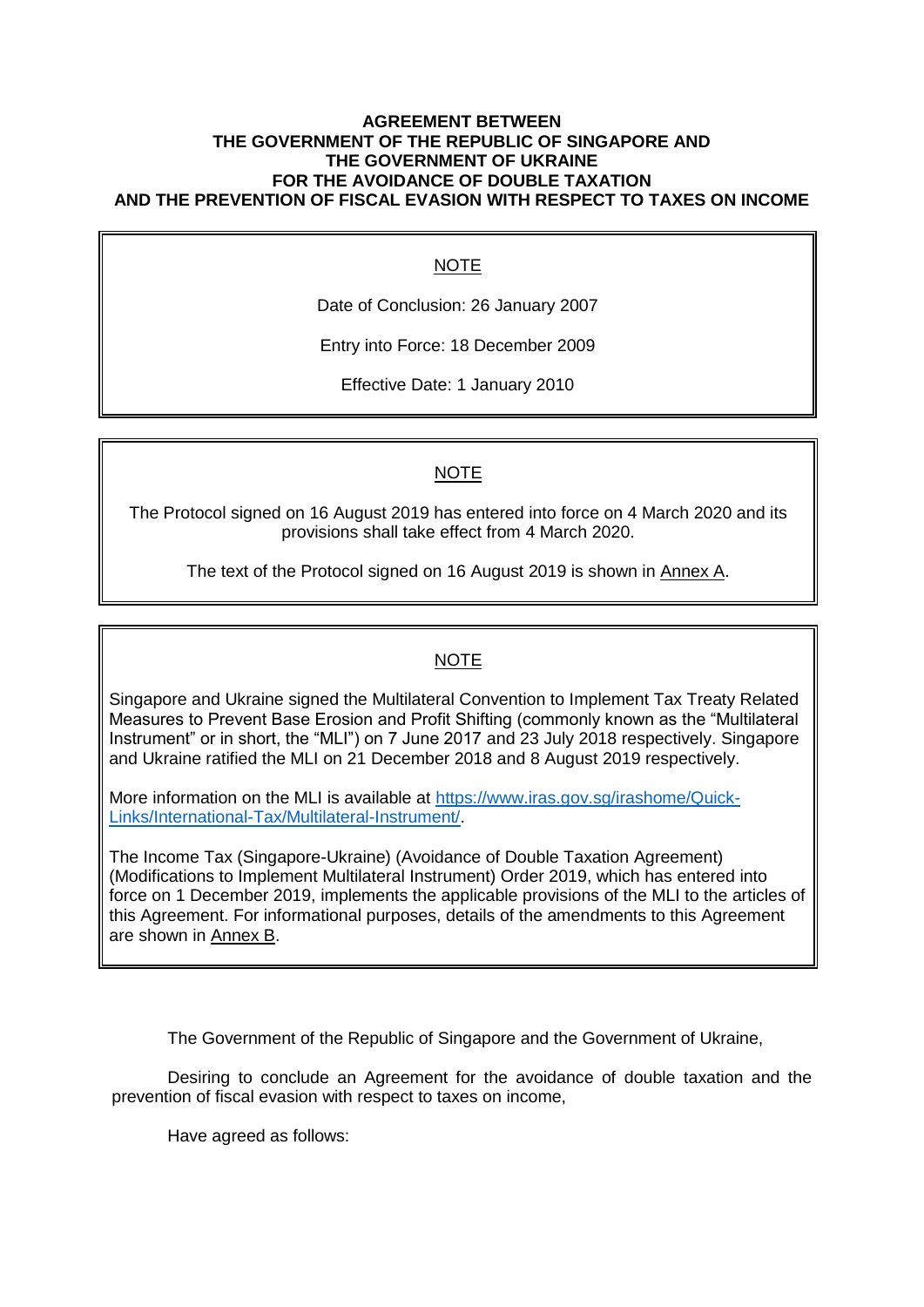# AGREEMENT BETWEEN THE GOVERNMENT OF THE REPUBLIC OF SINGAPORE AND THE GOVERNMENT OF UKRAINE FOR THE AVOIDANCE OF DOUBLE TAXATION AND THE PREVENTION OF FISCAL EVASION WITH RESPECT TO TAXES ON INCOME

> NOTE
>
> Date of Conclusion: 26 January 2007
>
> Entry into Force: 18 December 2009
>
> Effective Date: 1 January 2010

> NOTE
>
> The Protocol signed on 16 August 2019 has entered into force on 4 March 2020 and its provisions shall take effect from 4 March 2020.
>
> The text of the Protocol signed on 16 August 2019 is shown in Annex A.

> NOTE
>
> Singapore and Ukraine signed the Multilateral Convention to Implement Tax Treaty Related Measures to Prevent Base Erosion and Profit Shifting (commonly known as the "Multilateral Instrument" or in short, the "MLI") on 7 June 2017 and 23 July 2018 respectively. Singapore and Ukraine ratified the MLI on 21 December 2018 and 8 August 2019 respectively.
>
> More information on the MLI is available at [https://www.iras.gov.sg/irashome/Quick-Links/International-Tax/Multilateral-Instrument/](https://www.iras.gov.sg/irashome/Quick-Links/International-Tax/Multilateral-Instrument/).
>
> The Income Tax (Singapore-Ukraine) (Avoidance of Double Taxation Agreement) (Modifications to Implement Multilateral Instrument) Order 2019, which has entered into force on 1 December 2019, implements the applicable provisions of the MLI to the articles of this Agreement. For informational purposes, details of the amendments to this Agreement are shown in Annex B.

The Government of the Republic of Singapore and the Government of Ukraine,

Desiring to conclude an Agreement for the avoidance of double taxation and the prevention of fiscal evasion with respect to taxes on income,

Have agreed as follows: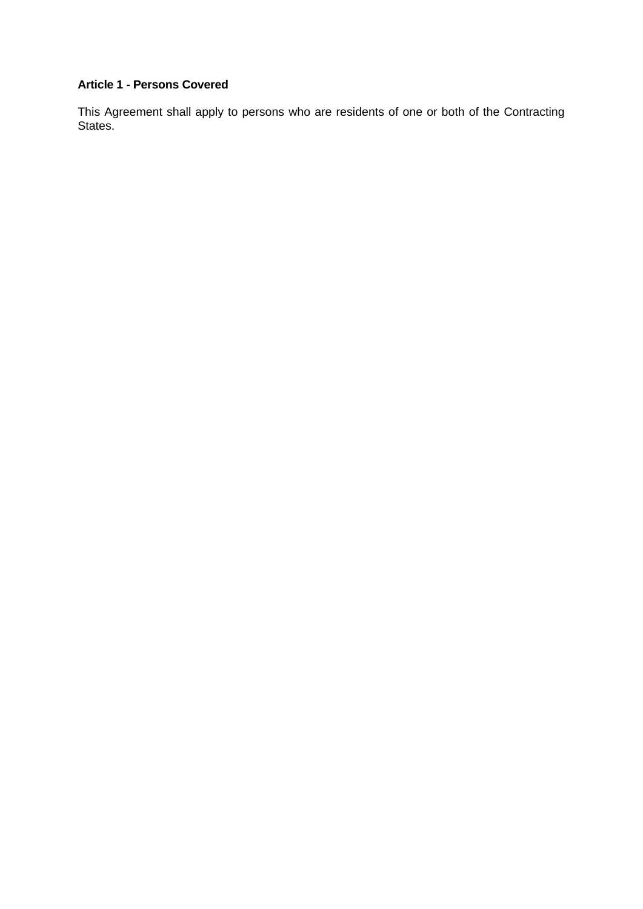**Article 1 - Persons Covered**

This Agreement shall apply to persons who are residents of one or both of the Contracting States.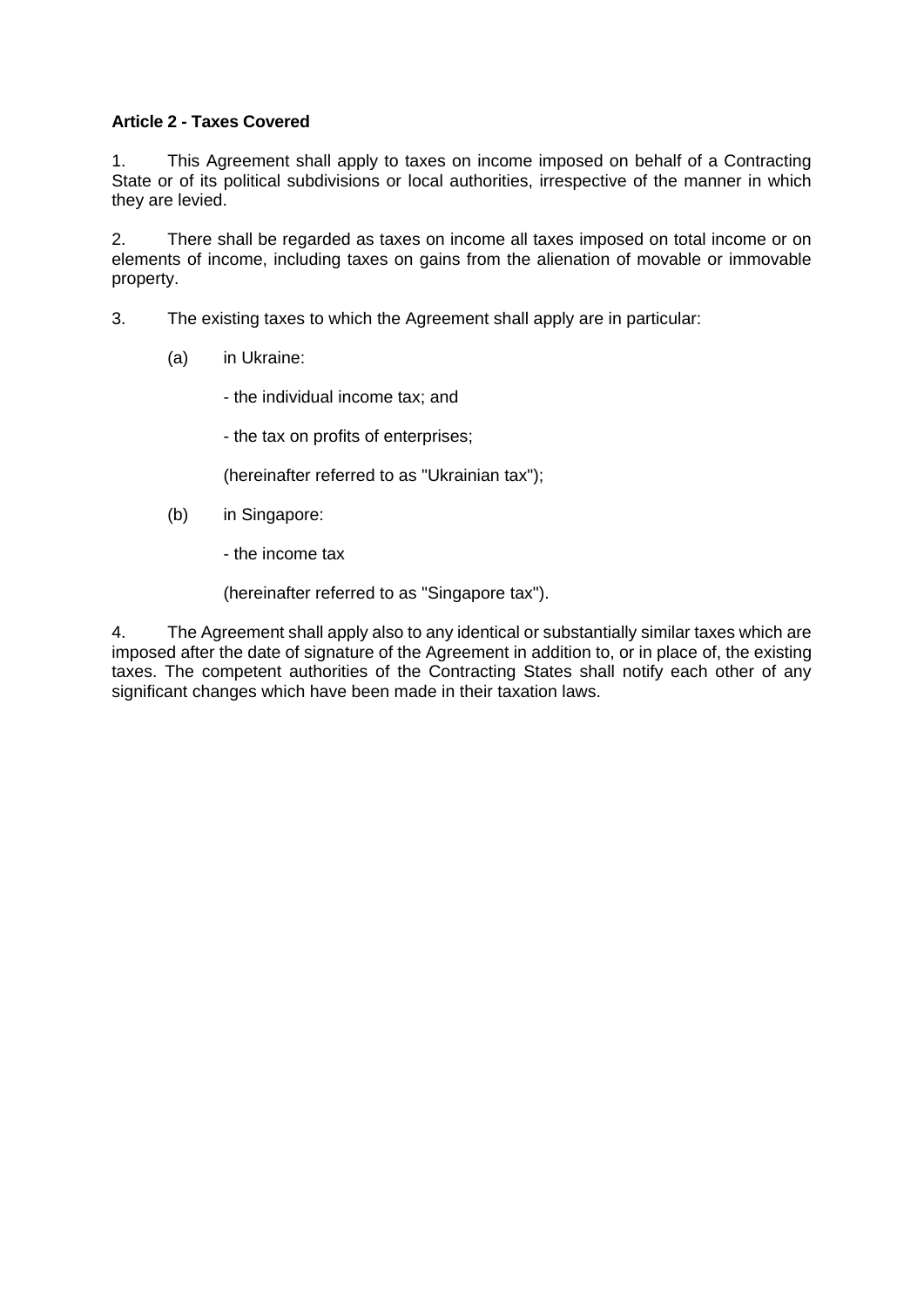**Article 2 - Taxes Covered**

1. This Agreement shall apply to taxes on income imposed on behalf of a Contracting State or of its political subdivisions or local authorities, irrespective of the manner in which they are levied.

2. There shall be regarded as taxes on income all taxes imposed on total income or on elements of income, including taxes on gains from the alienation of movable or immovable property.

3. The existing taxes to which the Agreement shall apply are in particular:

(a) in Ukraine:

- the individual income tax; and

- the tax on profits of enterprises;

(hereinafter referred to as "Ukrainian tax");

(b) in Singapore:

- the income tax

(hereinafter referred to as "Singapore tax").

4. The Agreement shall apply also to any identical or substantially similar taxes which are imposed after the date of signature of the Agreement in addition to, or in place of, the existing taxes. The competent authorities of the Contracting States shall notify each other of any significant changes which have been made in their taxation laws.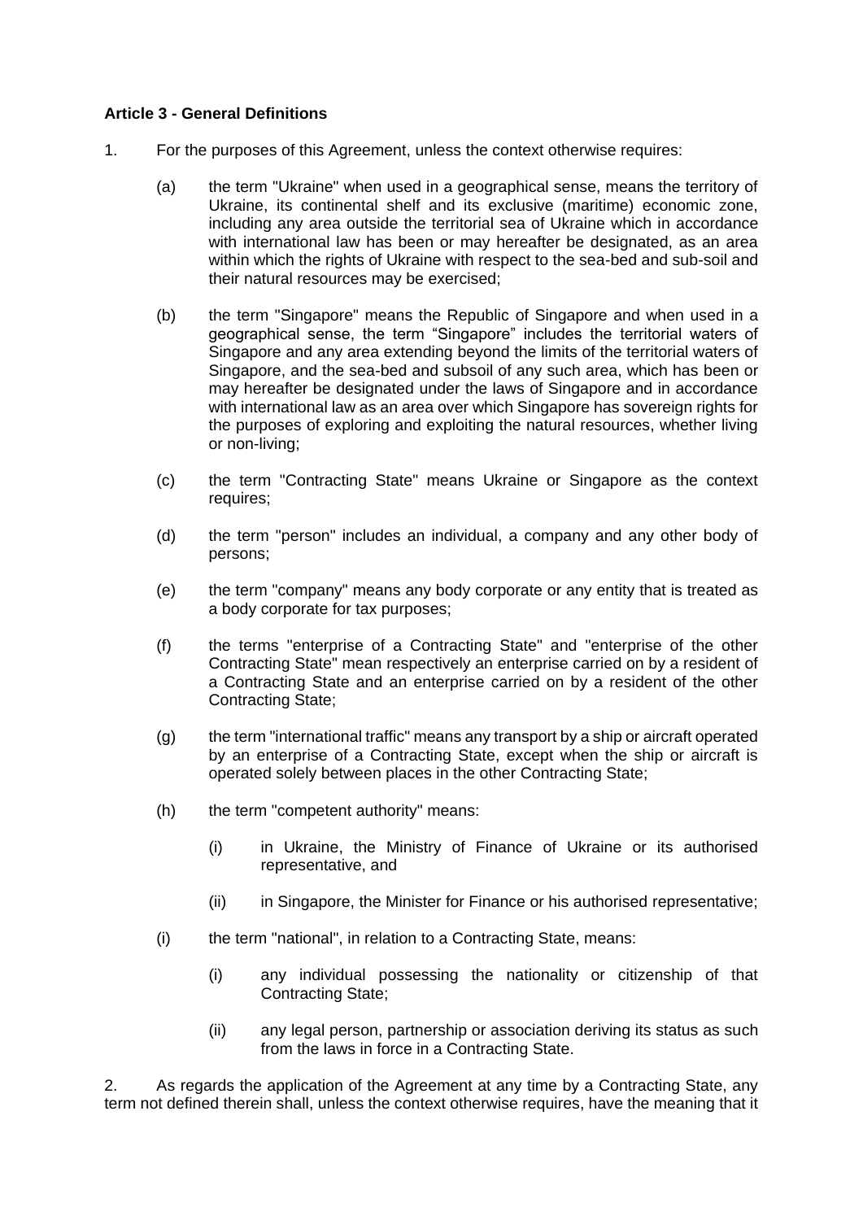**Article 3 - General Definitions**

1. For the purposes of this Agreement, unless the context otherwise requires:

   (a) the term "Ukraine" when used in a geographical sense, means the territory of Ukraine, its continental shelf and its exclusive (maritime) economic zone, including any area outside the territorial sea of Ukraine which in accordance with international law has been or may hereafter be designated, as an area within which the rights of Ukraine with respect to the sea-bed and sub-soil and their natural resources may be exercised;

   (b) the term "Singapore" means the Republic of Singapore and when used in a geographical sense, the term "Singapore" includes the territorial waters of Singapore and any area extending beyond the limits of the territorial waters of Singapore, and the sea-bed and subsoil of any such area, which has been or may hereafter be designated under the laws of Singapore and in accordance with international law as an area over which Singapore has sovereign rights for the purposes of exploring and exploiting the natural resources, whether living or non-living;

   (c) the term "Contracting State" means Ukraine or Singapore as the context requires;

   (d) the term "person" includes an individual, a company and any other body of persons;

   (e) the term "company" means any body corporate or any entity that is treated as a body corporate for tax purposes;

   (f) the terms "enterprise of a Contracting State" and "enterprise of the other Contracting State" mean respectively an enterprise carried on by a resident of a Contracting State and an enterprise carried on by a resident of the other Contracting State;

   (g) the term "international traffic" means any transport by a ship or aircraft operated by an enterprise of a Contracting State, except when the ship or aircraft is operated solely between places in the other Contracting State;

   (h) the term "competent authority" means:

      (i) in Ukraine, the Ministry of Finance of Ukraine or its authorised representative, and

      (ii) in Singapore, the Minister for Finance or his authorised representative;

   (i) the term "national", in relation to a Contracting State, means:

      (i) any individual possessing the nationality or citizenship of that Contracting State;

      (ii) any legal person, partnership or association deriving its status as such from the laws in force in a Contracting State.

2. As regards the application of the Agreement at any time by a Contracting State, any term not defined therein shall, unless the context otherwise requires, have the meaning that it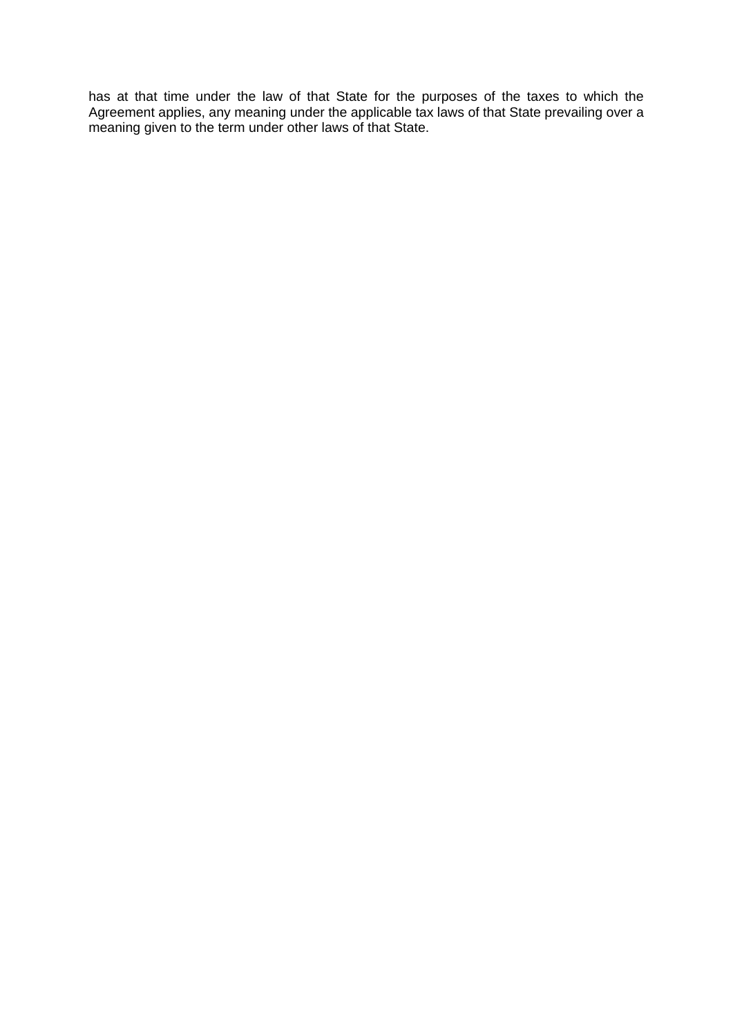has at that time under the law of that State for the purposes of the taxes to which the Agreement applies, any meaning under the applicable tax laws of that State prevailing over a meaning given to the term under other laws of that State.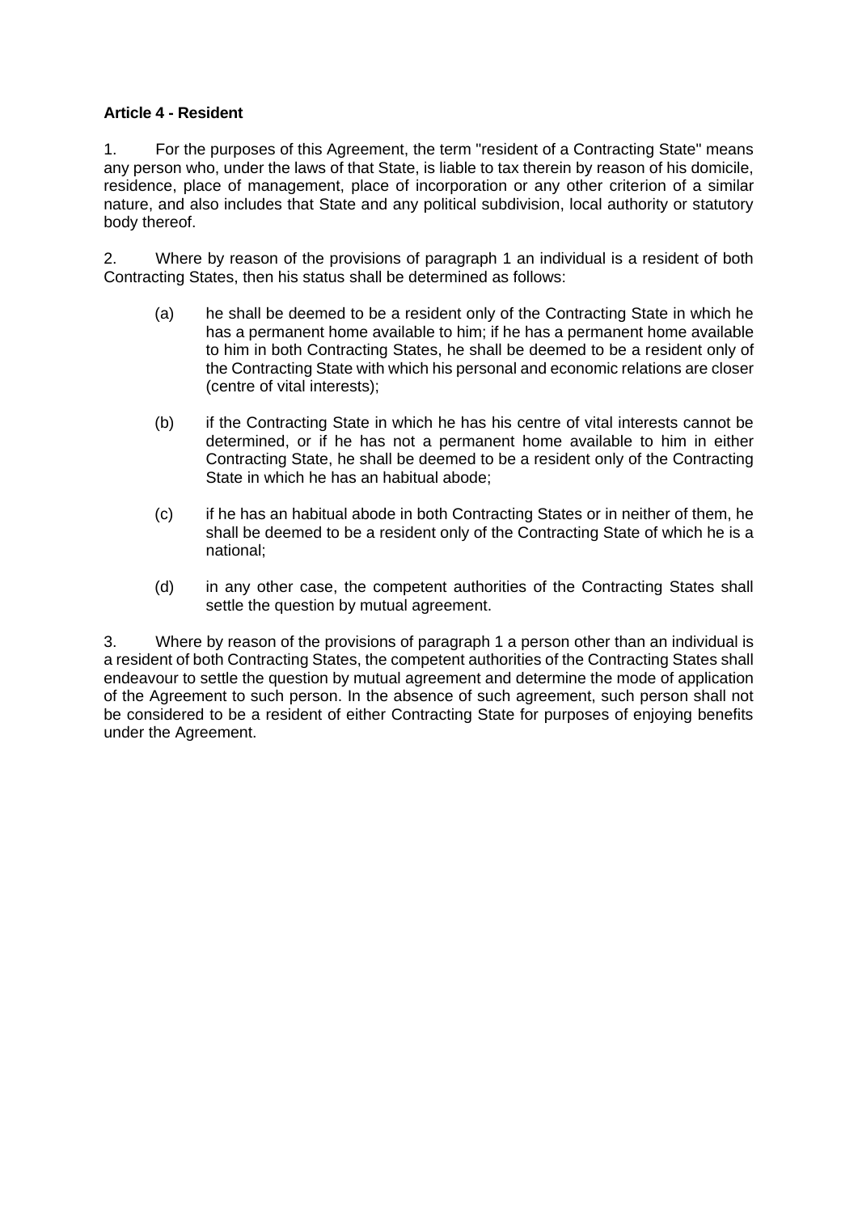**Article 4 - Resident**

1. For the purposes of this Agreement, the term "resident of a Contracting State" means any person who, under the laws of that State, is liable to tax therein by reason of his domicile, residence, place of management, place of incorporation or any other criterion of a similar nature, and also includes that State and any political subdivision, local authority or statutory body thereof.

2. Where by reason of the provisions of paragraph 1 an individual is a resident of both Contracting States, then his status shall be determined as follows:

   (a) he shall be deemed to be a resident only of the Contracting State in which he has a permanent home available to him; if he has a permanent home available to him in both Contracting States, he shall be deemed to be a resident only of the Contracting State with which his personal and economic relations are closer (centre of vital interests);

   (b) if the Contracting State in which he has his centre of vital interests cannot be determined, or if he has not a permanent home available to him in either Contracting State, he shall be deemed to be a resident only of the Contracting State in which he has an habitual abode;

   (c) if he has an habitual abode in both Contracting States or in neither of them, he shall be deemed to be a resident only of the Contracting State of which he is a national;

   (d) in any other case, the competent authorities of the Contracting States shall settle the question by mutual agreement.

3. Where by reason of the provisions of paragraph 1 a person other than an individual is a resident of both Contracting States, the competent authorities of the Contracting States shall endeavour to settle the question by mutual agreement and determine the mode of application of the Agreement to such person. In the absence of such agreement, such person shall not be considered to be a resident of either Contracting State for purposes of enjoying benefits under the Agreement.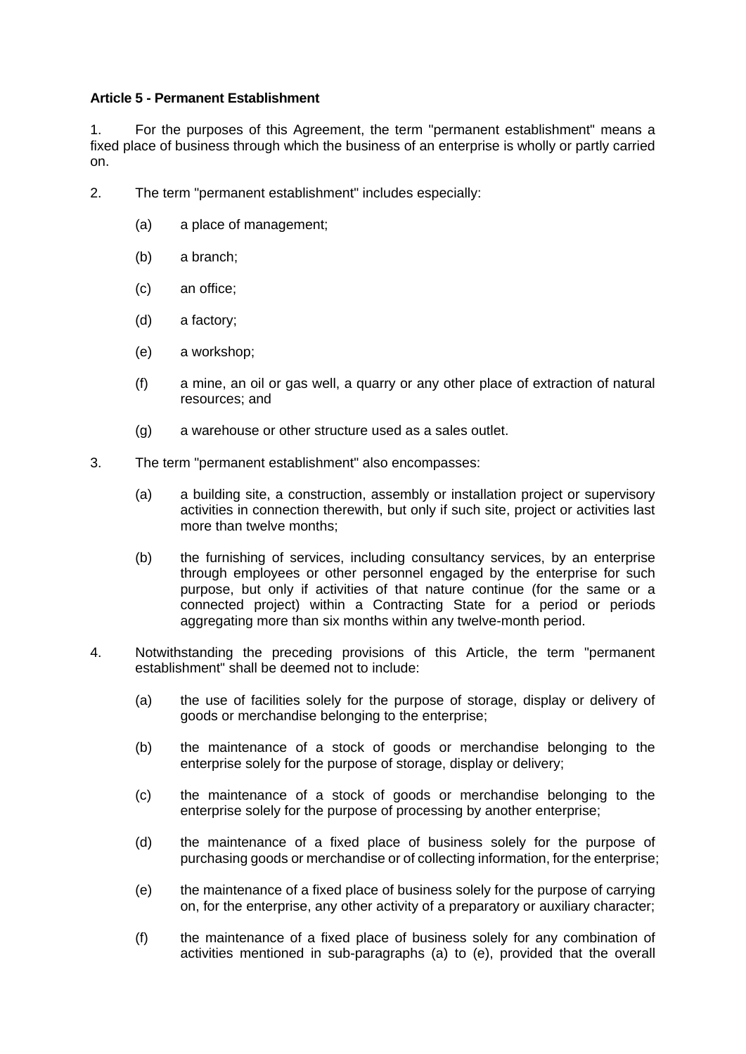**Article 5 - Permanent Establishment**

1. For the purposes of this Agreement, the term "permanent establishment" means a fixed place of business through which the business of an enterprise is wholly or partly carried on.

2. The term "permanent establishment" includes especially:

   (a) a place of management;

   (b) a branch;

   (c) an office;

   (d) a factory;

   (e) a workshop;

   (f) a mine, an oil or gas well, a quarry or any other place of extraction of natural resources; and

   (g) a warehouse or other structure used as a sales outlet.

3. The term "permanent establishment" also encompasses:

   (a) a building site, a construction, assembly or installation project or supervisory activities in connection therewith, but only if such site, project or activities last more than twelve months;

   (b) the furnishing of services, including consultancy services, by an enterprise through employees or other personnel engaged by the enterprise for such purpose, but only if activities of that nature continue (for the same or a connected project) within a Contracting State for a period or periods aggregating more than six months within any twelve-month period.

4. Notwithstanding the preceding provisions of this Article, the term "permanent establishment" shall be deemed not to include:

   (a) the use of facilities solely for the purpose of storage, display or delivery of goods or merchandise belonging to the enterprise;

   (b) the maintenance of a stock of goods or merchandise belonging to the enterprise solely for the purpose of storage, display or delivery;

   (c) the maintenance of a stock of goods or merchandise belonging to the enterprise solely for the purpose of processing by another enterprise;

   (d) the maintenance of a fixed place of business solely for the purpose of purchasing goods or merchandise or of collecting information, for the enterprise;

   (e) the maintenance of a fixed place of business solely for the purpose of carrying on, for the enterprise, any other activity of a preparatory or auxiliary character;

   (f) the maintenance of a fixed place of business solely for any combination of activities mentioned in sub-paragraphs (a) to (e), provided that the overall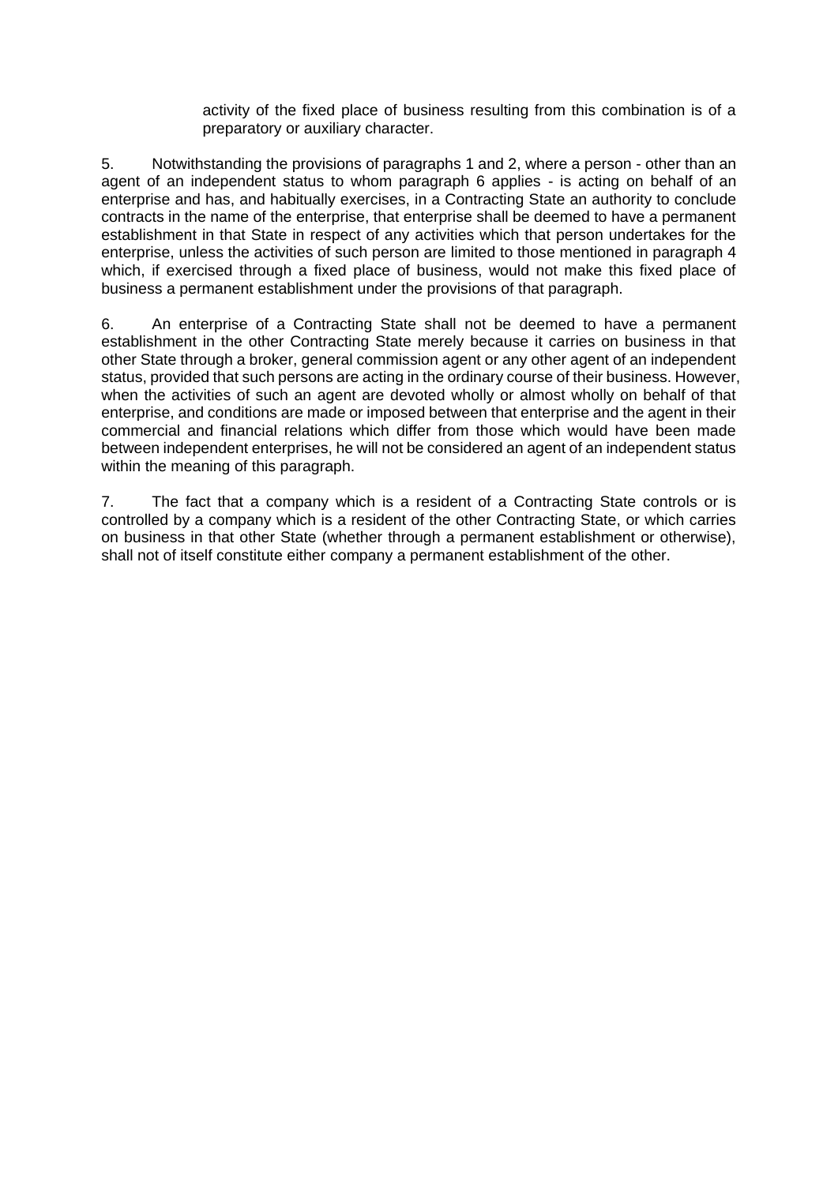activity of the fixed place of business resulting from this combination is of a preparatory or auxiliary character.

5. Notwithstanding the provisions of paragraphs 1 and 2, where a person - other than an agent of an independent status to whom paragraph 6 applies - is acting on behalf of an enterprise and has, and habitually exercises, in a Contracting State an authority to conclude contracts in the name of the enterprise, that enterprise shall be deemed to have a permanent establishment in that State in respect of any activities which that person undertakes for the enterprise, unless the activities of such person are limited to those mentioned in paragraph 4 which, if exercised through a fixed place of business, would not make this fixed place of business a permanent establishment under the provisions of that paragraph.

6. An enterprise of a Contracting State shall not be deemed to have a permanent establishment in the other Contracting State merely because it carries on business in that other State through a broker, general commission agent or any other agent of an independent status, provided that such persons are acting in the ordinary course of their business. However, when the activities of such an agent are devoted wholly or almost wholly on behalf of that enterprise, and conditions are made or imposed between that enterprise and the agent in their commercial and financial relations which differ from those which would have been made between independent enterprises, he will not be considered an agent of an independent status within the meaning of this paragraph.

7. The fact that a company which is a resident of a Contracting State controls or is controlled by a company which is a resident of the other Contracting State, or which carries on business in that other State (whether through a permanent establishment or otherwise), shall not of itself constitute either company a permanent establishment of the other.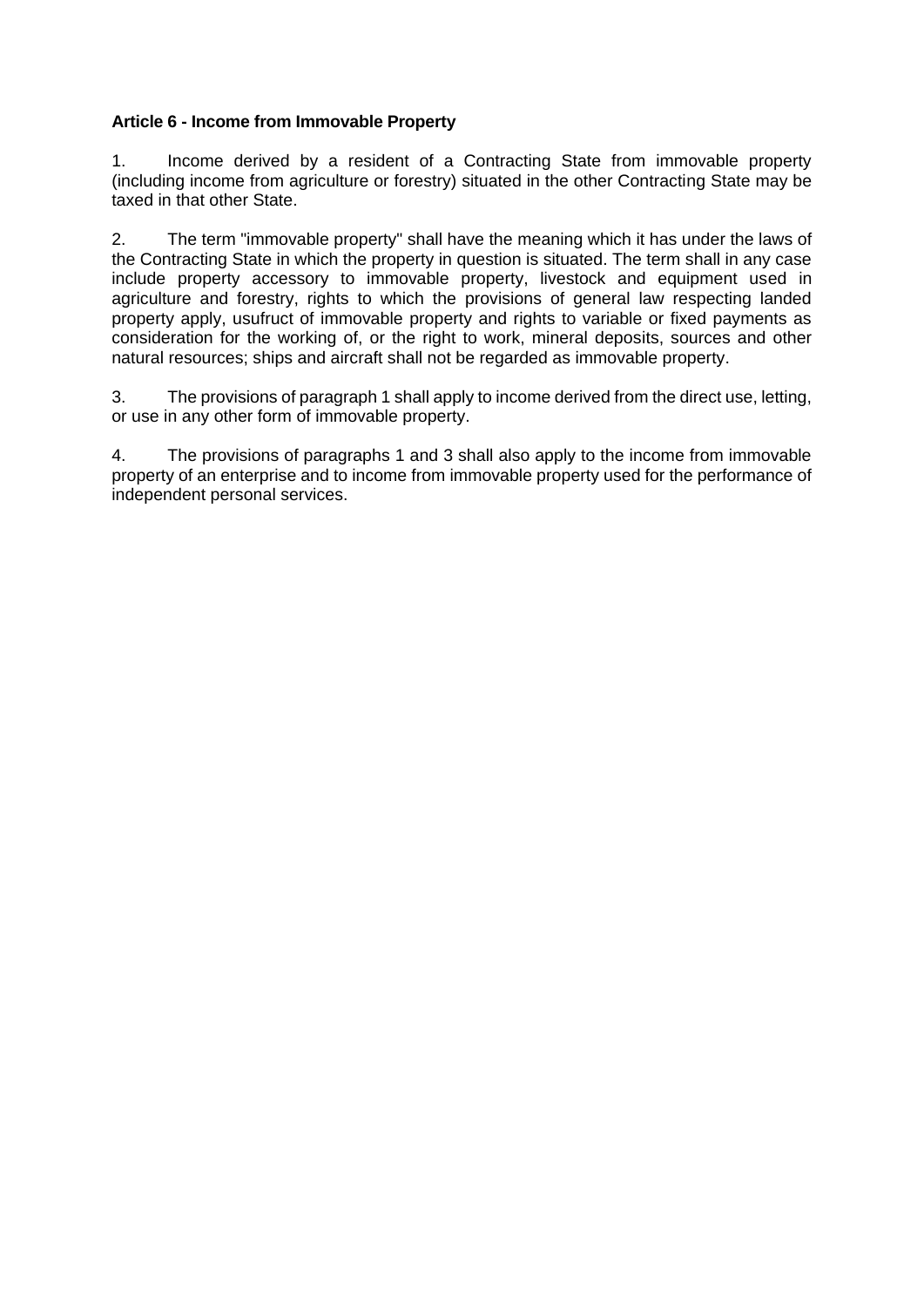**Article 6 - Income from Immovable Property**

1. Income derived by a resident of a Contracting State from immovable property (including income from agriculture or forestry) situated in the other Contracting State may be taxed in that other State.

2. The term "immovable property" shall have the meaning which it has under the laws of the Contracting State in which the property in question is situated. The term shall in any case include property accessory to immovable property, livestock and equipment used in agriculture and forestry, rights to which the provisions of general law respecting landed property apply, usufruct of immovable property and rights to variable or fixed payments as consideration for the working of, or the right to work, mineral deposits, sources and other natural resources; ships and aircraft shall not be regarded as immovable property.

3. The provisions of paragraph 1 shall apply to income derived from the direct use, letting, or use in any other form of immovable property.

4. The provisions of paragraphs 1 and 3 shall also apply to the income from immovable property of an enterprise and to income from immovable property used for the performance of independent personal services.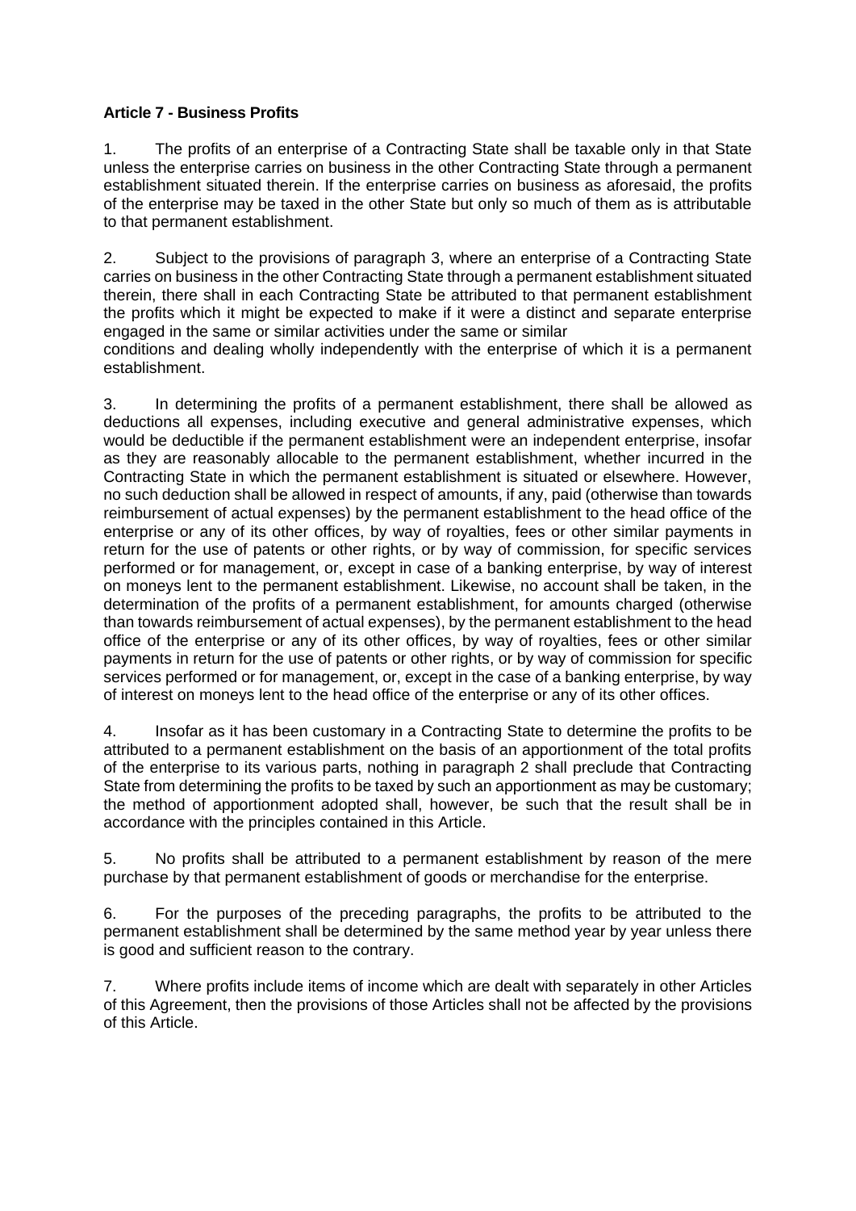**Article 7 - Business Profits**

1. The profits of an enterprise of a Contracting State shall be taxable only in that State unless the enterprise carries on business in the other Contracting State through a permanent establishment situated therein. If the enterprise carries on business as aforesaid, the profits of the enterprise may be taxed in the other State but only so much of them as is attributable to that permanent establishment.

2. Subject to the provisions of paragraph 3, where an enterprise of a Contracting State carries on business in the other Contracting State through a permanent establishment situated therein, there shall in each Contracting State be attributed to that permanent establishment the profits which it might be expected to make if it were a distinct and separate enterprise engaged in the same or similar activities under the same or similar conditions and dealing wholly independently with the enterprise of which it is a permanent establishment.

3. In determining the profits of a permanent establishment, there shall be allowed as deductions all expenses, including executive and general administrative expenses, which would be deductible if the permanent establishment were an independent enterprise, insofar as they are reasonably allocable to the permanent establishment, whether incurred in the Contracting State in which the permanent establishment is situated or elsewhere. However, no such deduction shall be allowed in respect of amounts, if any, paid (otherwise than towards reimbursement of actual expenses) by the permanent establishment to the head office of the enterprise or any of its other offices, by way of royalties, fees or other similar payments in return for the use of patents or other rights, or by way of commission, for specific services performed or for management, or, except in case of a banking enterprise, by way of interest on moneys lent to the permanent establishment. Likewise, no account shall be taken, in the determination of the profits of a permanent establishment, for amounts charged (otherwise than towards reimbursement of actual expenses), by the permanent establishment to the head office of the enterprise or any of its other offices, by way of royalties, fees or other similar payments in return for the use of patents or other rights, or by way of commission for specific services performed or for management, or, except in the case of a banking enterprise, by way of interest on moneys lent to the head office of the enterprise or any of its other offices.

4. Insofar as it has been customary in a Contracting State to determine the profits to be attributed to a permanent establishment on the basis of an apportionment of the total profits of the enterprise to its various parts, nothing in paragraph 2 shall preclude that Contracting State from determining the profits to be taxed by such an apportionment as may be customary; the method of apportionment adopted shall, however, be such that the result shall be in accordance with the principles contained in this Article.

5. No profits shall be attributed to a permanent establishment by reason of the mere purchase by that permanent establishment of goods or merchandise for the enterprise.

6. For the purposes of the preceding paragraphs, the profits to be attributed to the permanent establishment shall be determined by the same method year by year unless there is good and sufficient reason to the contrary.

7. Where profits include items of income which are dealt with separately in other Articles of this Agreement, then the provisions of those Articles shall not be affected by the provisions of this Article.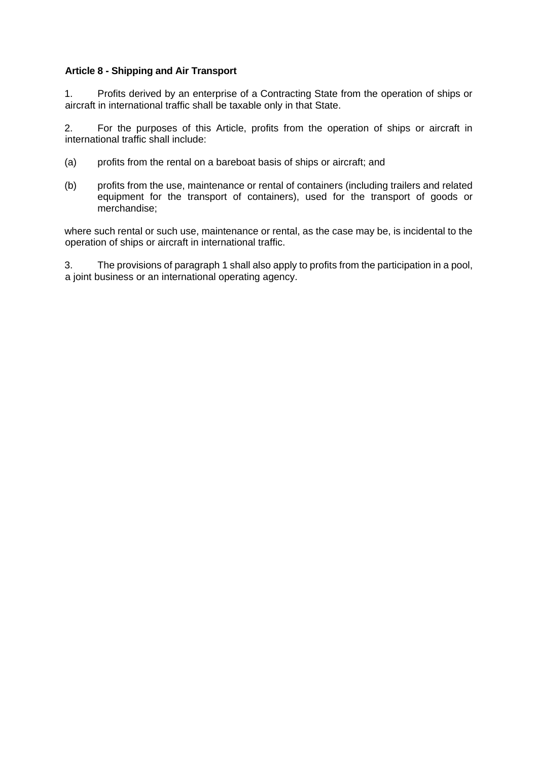**Article 8 - Shipping and Air Transport**

1. Profits derived by an enterprise of a Contracting State from the operation of ships or aircraft in international traffic shall be taxable only in that State.

2. For the purposes of this Article, profits from the operation of ships or aircraft in international traffic shall include:

(a) profits from the rental on a bareboat basis of ships or aircraft; and

(b) profits from the use, maintenance or rental of containers (including trailers and related equipment for the transport of containers), used for the transport of goods or merchandise;

where such rental or such use, maintenance or rental, as the case may be, is incidental to the operation of ships or aircraft in international traffic.

3. The provisions of paragraph 1 shall also apply to profits from the participation in a pool, a joint business or an international operating agency.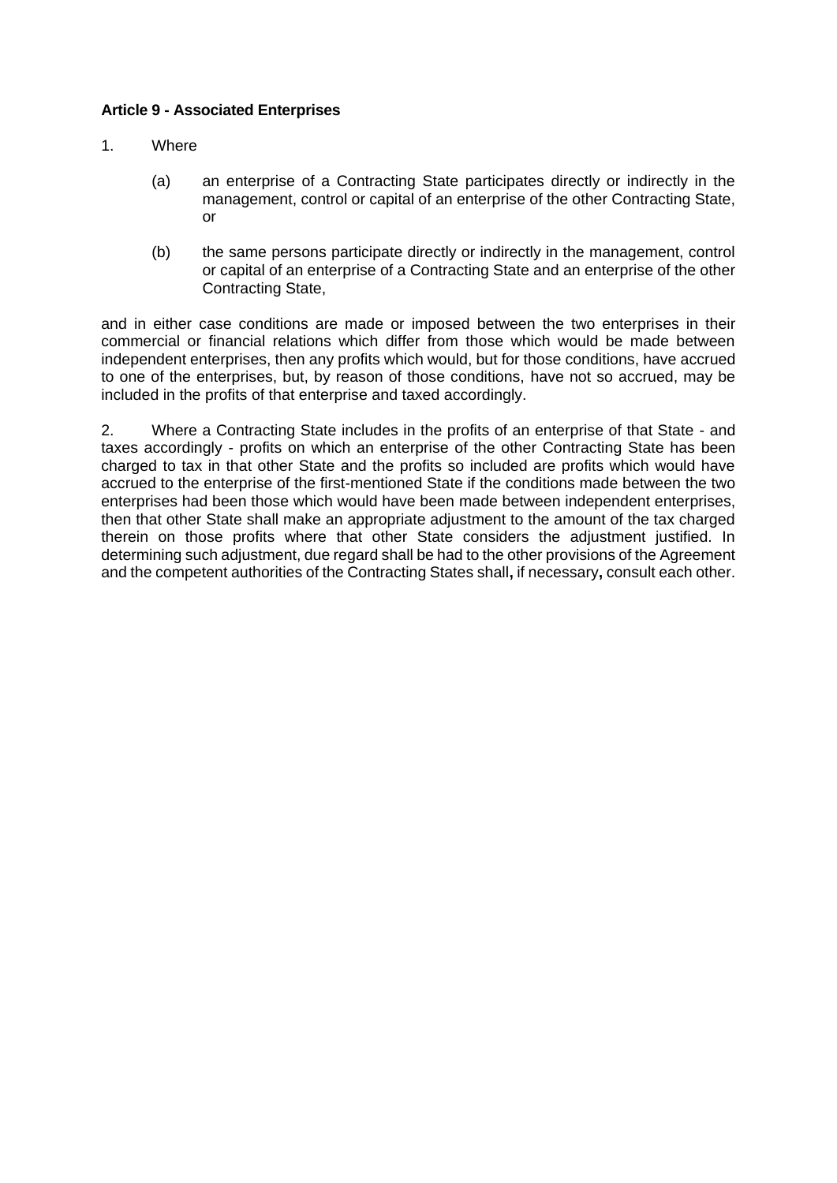**Article 9 - Associated Enterprises**

1. Where

   (a) an enterprise of a Contracting State participates directly or indirectly in the management, control or capital of an enterprise of the other Contracting State, or

   (b) the same persons participate directly or indirectly in the management, control or capital of an enterprise of a Contracting State and an enterprise of the other Contracting State,

and in either case conditions are made or imposed between the two enterprises in their commercial or financial relations which differ from those which would be made between independent enterprises, then any profits which would, but for those conditions, have accrued to one of the enterprises, but, by reason of those conditions, have not so accrued, may be included in the profits of that enterprise and taxed accordingly.

2. Where a Contracting State includes in the profits of an enterprise of that State - and taxes accordingly - profits on which an enterprise of the other Contracting State has been charged to tax in that other State and the profits so included are profits which would have accrued to the enterprise of the first-mentioned State if the conditions made between the two enterprises had been those which would have been made between independent enterprises, then that other State shall make an appropriate adjustment to the amount of the tax charged therein on those profits where that other State considers the adjustment justified. In determining such adjustment, due regard shall be had to the other provisions of the Agreement and the competent authorities of the Contracting States shall**,** if necessary**,** consult each other.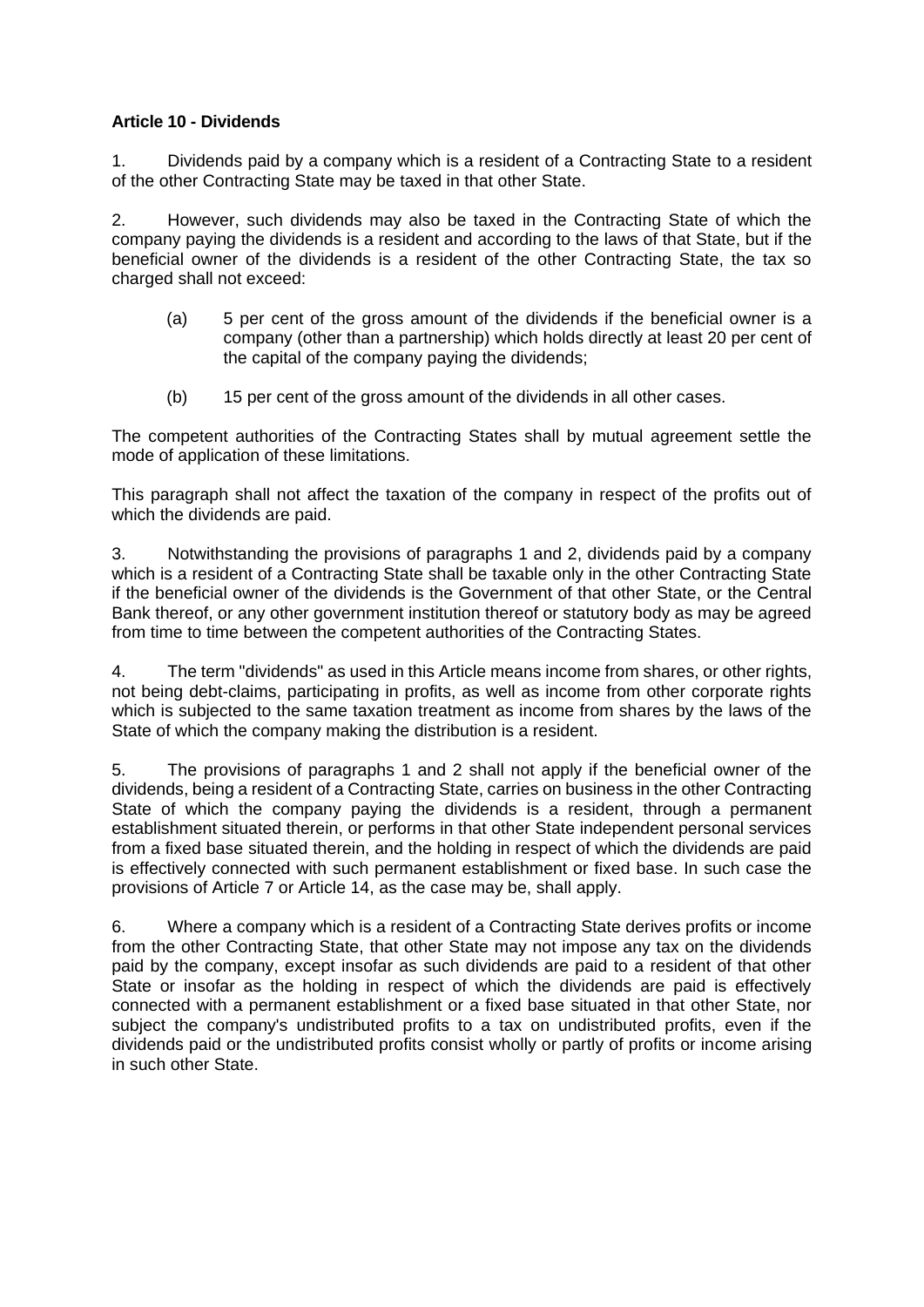**Article 10 - Dividends**

1. Dividends paid by a company which is a resident of a Contracting State to a resident of the other Contracting State may be taxed in that other State.

2. However, such dividends may also be taxed in the Contracting State of which the company paying the dividends is a resident and according to the laws of that State, but if the beneficial owner of the dividends is a resident of the other Contracting State, the tax so charged shall not exceed:

   (a) 5 per cent of the gross amount of the dividends if the beneficial owner is a company (other than a partnership) which holds directly at least 20 per cent of the capital of the company paying the dividends;

   (b) 15 per cent of the gross amount of the dividends in all other cases.

The competent authorities of the Contracting States shall by mutual agreement settle the mode of application of these limitations.

This paragraph shall not affect the taxation of the company in respect of the profits out of which the dividends are paid.

3. Notwithstanding the provisions of paragraphs 1 and 2, dividends paid by a company which is a resident of a Contracting State shall be taxable only in the other Contracting State if the beneficial owner of the dividends is the Government of that other State, or the Central Bank thereof, or any other government institution thereof or statutory body as may be agreed from time to time between the competent authorities of the Contracting States.

4. The term "dividends" as used in this Article means income from shares, or other rights, not being debt-claims, participating in profits, as well as income from other corporate rights which is subjected to the same taxation treatment as income from shares by the laws of the State of which the company making the distribution is a resident.

5. The provisions of paragraphs 1 and 2 shall not apply if the beneficial owner of the dividends, being a resident of a Contracting State, carries on business in the other Contracting State of which the company paying the dividends is a resident, through a permanent establishment situated therein, or performs in that other State independent personal services from a fixed base situated therein, and the holding in respect of which the dividends are paid is effectively connected with such permanent establishment or fixed base. In such case the provisions of Article 7 or Article 14, as the case may be, shall apply.

6. Where a company which is a resident of a Contracting State derives profits or income from the other Contracting State, that other State may not impose any tax on the dividends paid by the company, except insofar as such dividends are paid to a resident of that other State or insofar as the holding in respect of which the dividends are paid is effectively connected with a permanent establishment or a fixed base situated in that other State, nor subject the company's undistributed profits to a tax on undistributed profits, even if the dividends paid or the undistributed profits consist wholly or partly of profits or income arising in such other State.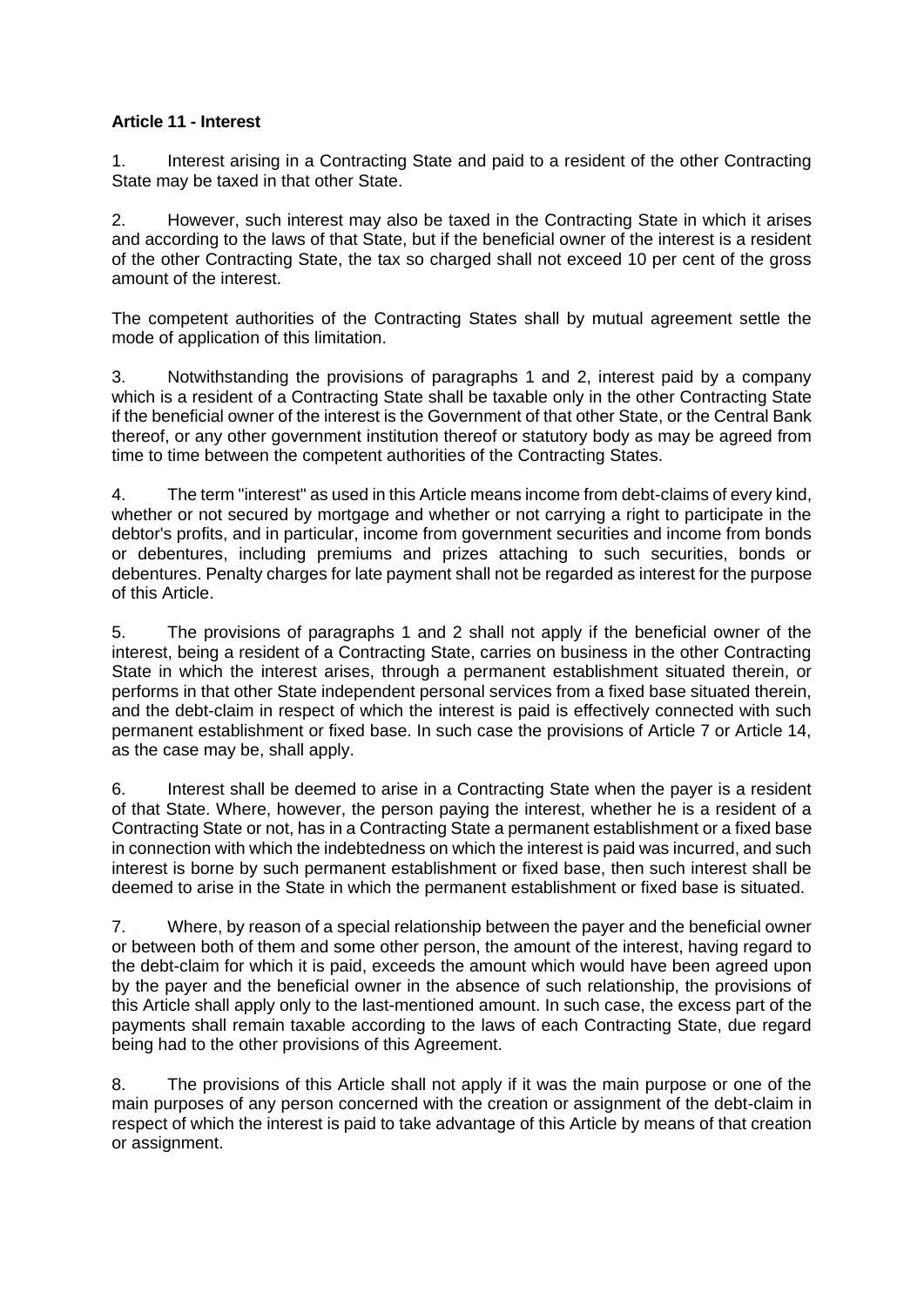**Article 11 - Interest**

1. Interest arising in a Contracting State and paid to a resident of the other Contracting State may be taxed in that other State.

2. However, such interest may also be taxed in the Contracting State in which it arises and according to the laws of that State, but if the beneficial owner of the interest is a resident of the other Contracting State, the tax so charged shall not exceed 10 per cent of the gross amount of the interest.

The competent authorities of the Contracting States shall by mutual agreement settle the mode of application of this limitation.

3. Notwithstanding the provisions of paragraphs 1 and 2, interest paid by a company which is a resident of a Contracting State shall be taxable only in the other Contracting State if the beneficial owner of the interest is the Government of that other State, or the Central Bank thereof, or any other government institution thereof or statutory body as may be agreed from time to time between the competent authorities of the Contracting States.

4. The term "interest" as used in this Article means income from debt-claims of every kind, whether or not secured by mortgage and whether or not carrying a right to participate in the debtor's profits, and in particular, income from government securities and income from bonds or debentures, including premiums and prizes attaching to such securities, bonds or debentures. Penalty charges for late payment shall not be regarded as interest for the purpose of this Article.

5. The provisions of paragraphs 1 and 2 shall not apply if the beneficial owner of the interest, being a resident of a Contracting State, carries on business in the other Contracting State in which the interest arises, through a permanent establishment situated therein, or performs in that other State independent personal services from a fixed base situated therein, and the debt-claim in respect of which the interest is paid is effectively connected with such permanent establishment or fixed base. In such case the provisions of Article 7 or Article 14, as the case may be, shall apply.

6. Interest shall be deemed to arise in a Contracting State when the payer is a resident of that State. Where, however, the person paying the interest, whether he is a resident of a Contracting State or not, has in a Contracting State a permanent establishment or a fixed base in connection with which the indebtedness on which the interest is paid was incurred, and such interest is borne by such permanent establishment or fixed base, then such interest shall be deemed to arise in the State in which the permanent establishment or fixed base is situated.

7. Where, by reason of a special relationship between the payer and the beneficial owner or between both of them and some other person, the amount of the interest, having regard to the debt-claim for which it is paid, exceeds the amount which would have been agreed upon by the payer and the beneficial owner in the absence of such relationship, the provisions of this Article shall apply only to the last-mentioned amount. In such case, the excess part of the payments shall remain taxable according to the laws of each Contracting State, due regard being had to the other provisions of this Agreement.

8. The provisions of this Article shall not apply if it was the main purpose or one of the main purposes of any person concerned with the creation or assignment of the debt-claim in respect of which the interest is paid to take advantage of this Article by means of that creation or assignment.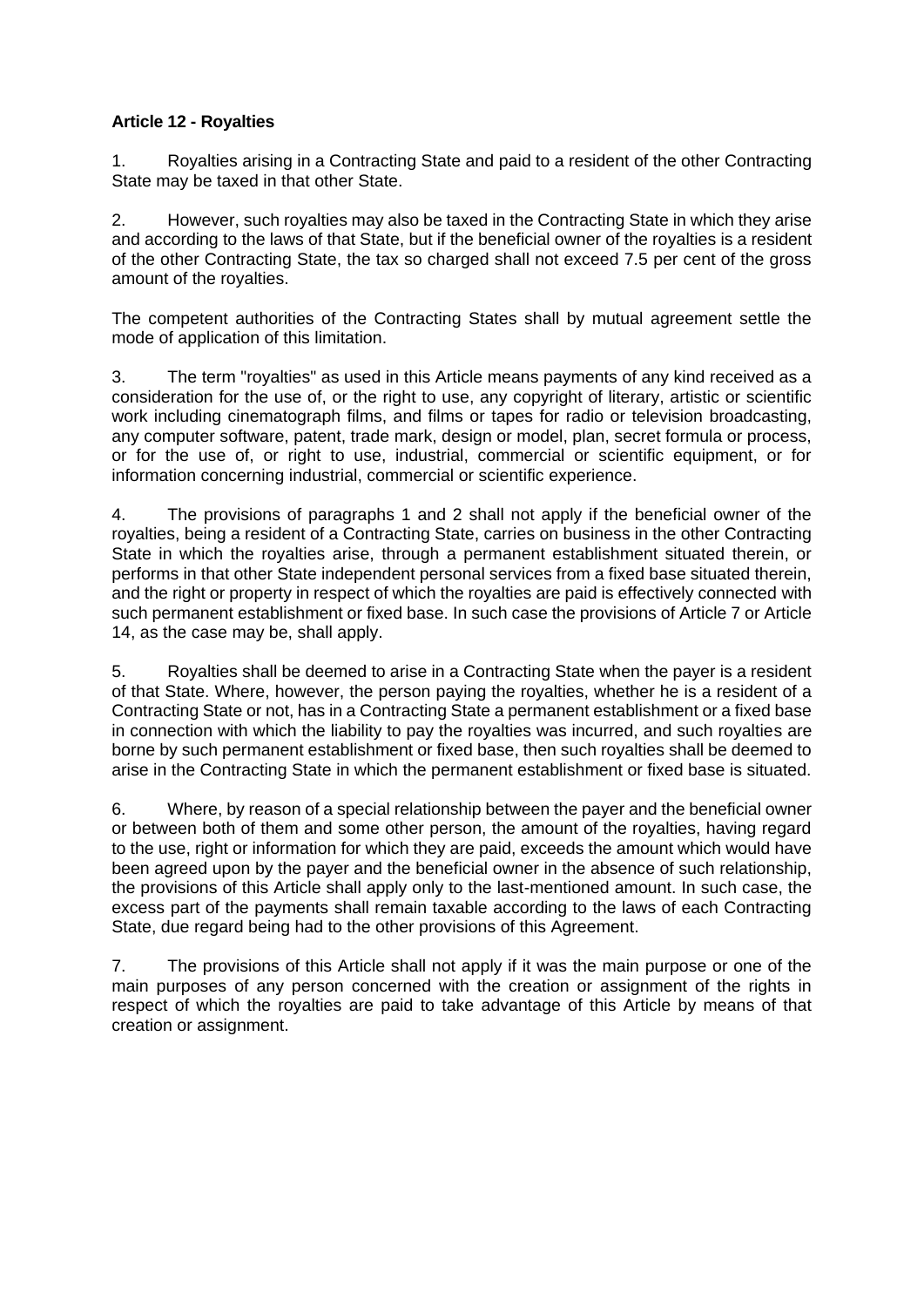**Article 12 - Royalties**

1. Royalties arising in a Contracting State and paid to a resident of the other Contracting State may be taxed in that other State.

2. However, such royalties may also be taxed in the Contracting State in which they arise and according to the laws of that State, but if the beneficial owner of the royalties is a resident of the other Contracting State, the tax so charged shall not exceed 7.5 per cent of the gross amount of the royalties.

The competent authorities of the Contracting States shall by mutual agreement settle the mode of application of this limitation.

3. The term "royalties" as used in this Article means payments of any kind received as a consideration for the use of, or the right to use, any copyright of literary, artistic or scientific work including cinematograph films, and films or tapes for radio or television broadcasting, any computer software, patent, trade mark, design or model, plan, secret formula or process, or for the use of, or right to use, industrial, commercial or scientific equipment, or for information concerning industrial, commercial or scientific experience.

4. The provisions of paragraphs 1 and 2 shall not apply if the beneficial owner of the royalties, being a resident of a Contracting State, carries on business in the other Contracting State in which the royalties arise, through a permanent establishment situated therein, or performs in that other State independent personal services from a fixed base situated therein, and the right or property in respect of which the royalties are paid is effectively connected with such permanent establishment or fixed base. In such case the provisions of Article 7 or Article 14, as the case may be, shall apply.

5. Royalties shall be deemed to arise in a Contracting State when the payer is a resident of that State. Where, however, the person paying the royalties, whether he is a resident of a Contracting State or not, has in a Contracting State a permanent establishment or a fixed base in connection with which the liability to pay the royalties was incurred, and such royalties are borne by such permanent establishment or fixed base, then such royalties shall be deemed to arise in the Contracting State in which the permanent establishment or fixed base is situated.

6. Where, by reason of a special relationship between the payer and the beneficial owner or between both of them and some other person, the amount of the royalties, having regard to the use, right or information for which they are paid, exceeds the amount which would have been agreed upon by the payer and the beneficial owner in the absence of such relationship, the provisions of this Article shall apply only to the last-mentioned amount. In such case, the excess part of the payments shall remain taxable according to the laws of each Contracting State, due regard being had to the other provisions of this Agreement.

7. The provisions of this Article shall not apply if it was the main purpose or one of the main purposes of any person concerned with the creation or assignment of the rights in respect of which the royalties are paid to take advantage of this Article by means of that creation or assignment.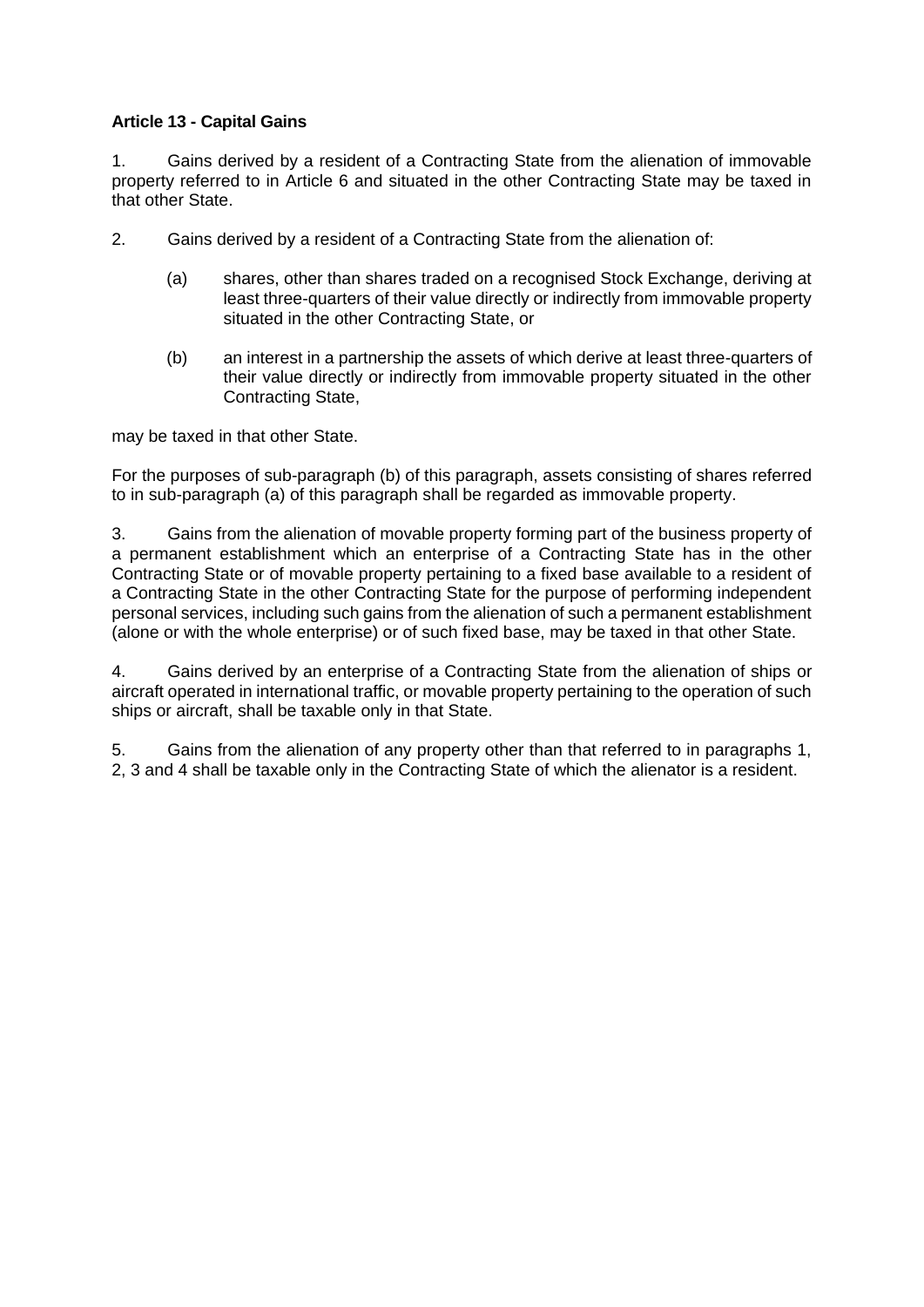**Article 13 - Capital Gains**

1. Gains derived by a resident of a Contracting State from the alienation of immovable property referred to in Article 6 and situated in the other Contracting State may be taxed in that other State.

2. Gains derived by a resident of a Contracting State from the alienation of:

   (a) shares, other than shares traded on a recognised Stock Exchange, deriving at least three-quarters of their value directly or indirectly from immovable property situated in the other Contracting State, or

   (b) an interest in a partnership the assets of which derive at least three-quarters of their value directly or indirectly from immovable property situated in the other Contracting State,

may be taxed in that other State.

For the purposes of sub-paragraph (b) of this paragraph, assets consisting of shares referred to in sub-paragraph (a) of this paragraph shall be regarded as immovable property.

3. Gains from the alienation of movable property forming part of the business property of a permanent establishment which an enterprise of a Contracting State has in the other Contracting State or of movable property pertaining to a fixed base available to a resident of a Contracting State in the other Contracting State for the purpose of performing independent personal services, including such gains from the alienation of such a permanent establishment (alone or with the whole enterprise) or of such fixed base, may be taxed in that other State.

4. Gains derived by an enterprise of a Contracting State from the alienation of ships or aircraft operated in international traffic, or movable property pertaining to the operation of such ships or aircraft, shall be taxable only in that State.

5. Gains from the alienation of any property other than that referred to in paragraphs 1, 2, 3 and 4 shall be taxable only in the Contracting State of which the alienator is a resident.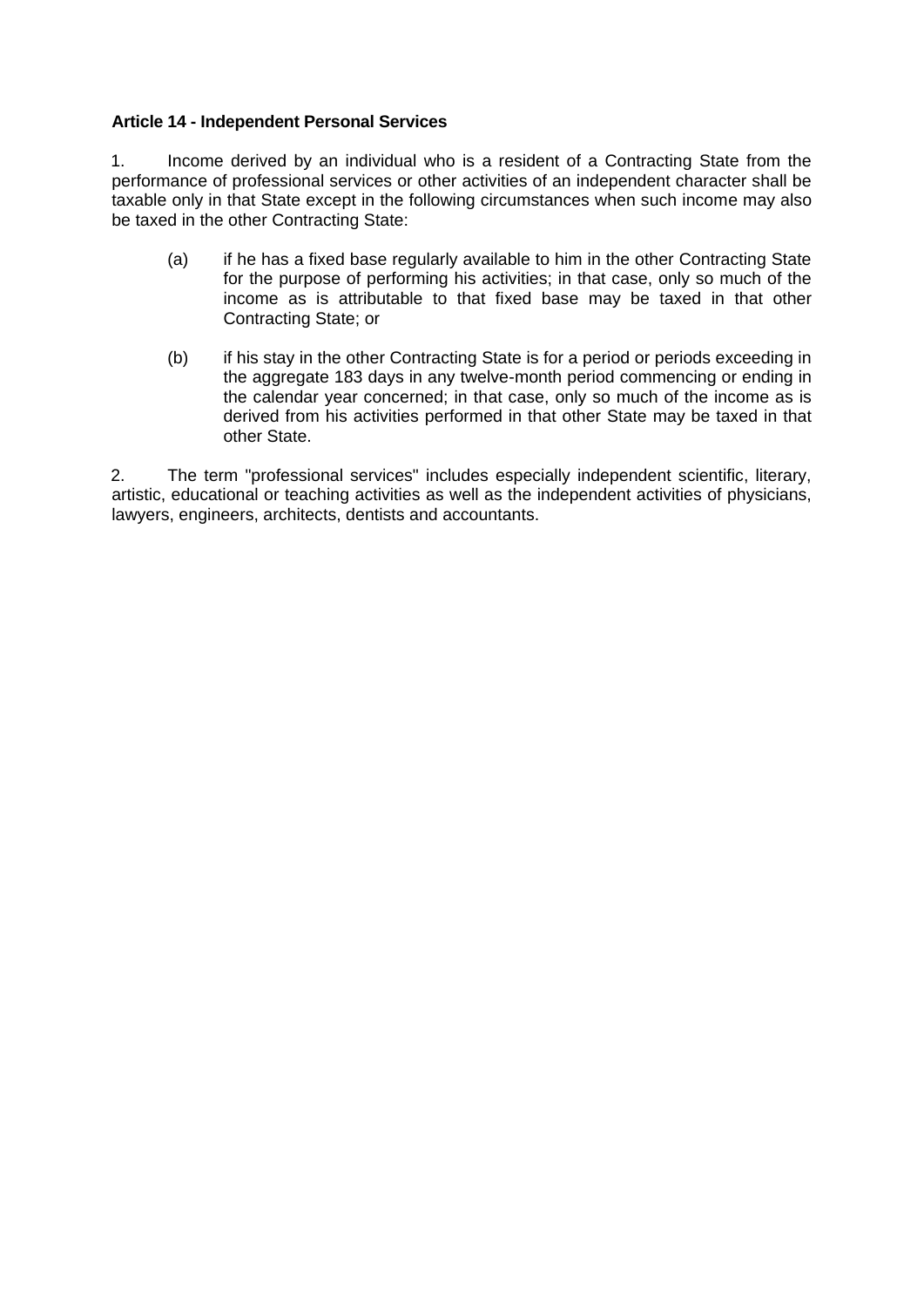**Article 14 - Independent Personal Services**

1. Income derived by an individual who is a resident of a Contracting State from the performance of professional services or other activities of an independent character shall be taxable only in that State except in the following circumstances when such income may also be taxed in the other Contracting State:

   (a) if he has a fixed base regularly available to him in the other Contracting State for the purpose of performing his activities; in that case, only so much of the income as is attributable to that fixed base may be taxed in that other Contracting State; or

   (b) if his stay in the other Contracting State is for a period or periods exceeding in the aggregate 183 days in any twelve-month period commencing or ending in the calendar year concerned; in that case, only so much of the income as is derived from his activities performed in that other State may be taxed in that other State.

2. The term "professional services" includes especially independent scientific, literary, artistic, educational or teaching activities as well as the independent activities of physicians, lawyers, engineers, architects, dentists and accountants.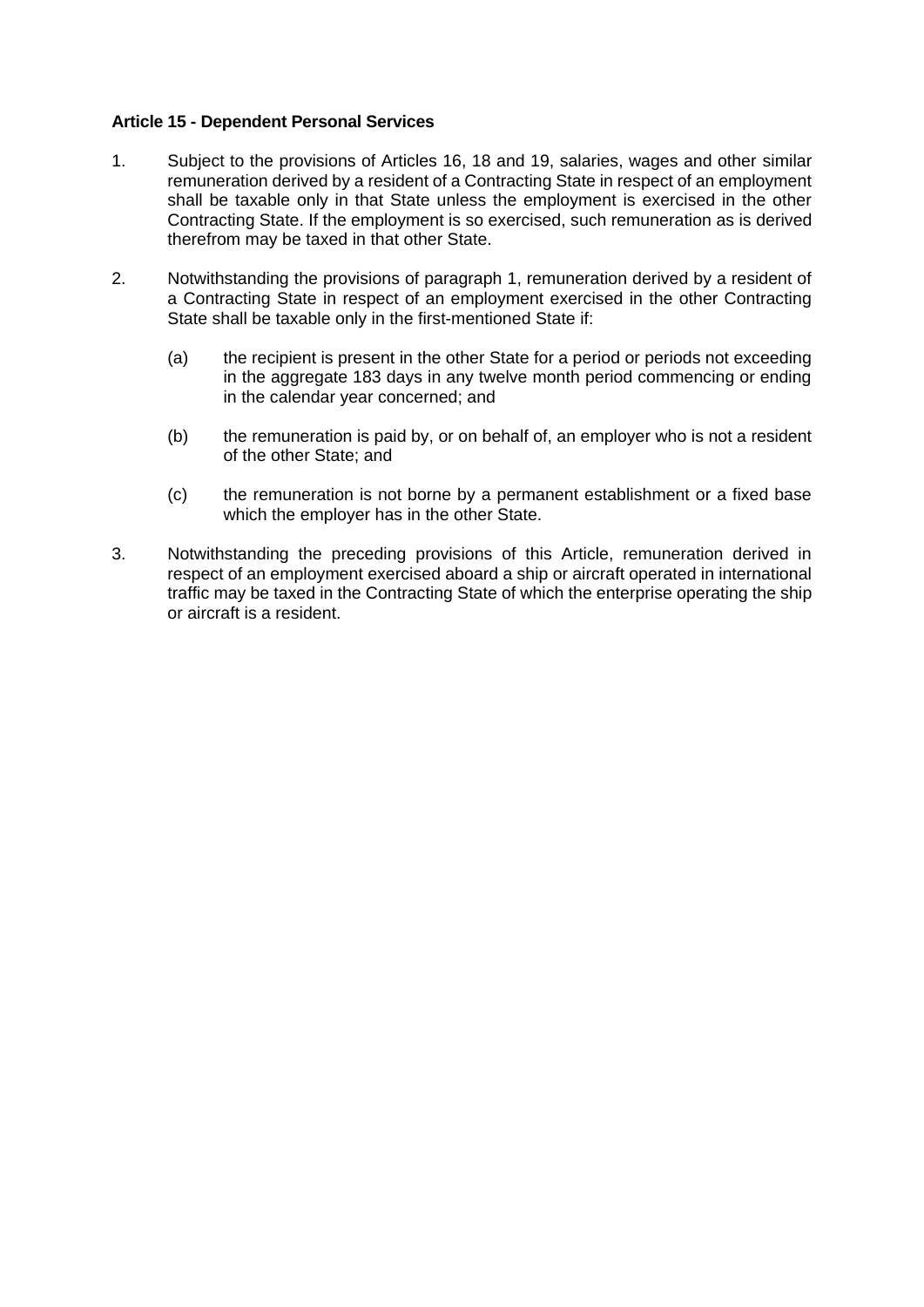**Article 15 - Dependent Personal Services**

1. Subject to the provisions of Articles 16, 18 and 19, salaries, wages and other similar remuneration derived by a resident of a Contracting State in respect of an employment shall be taxable only in that State unless the employment is exercised in the other Contracting State. If the employment is so exercised, such remuneration as is derived therefrom may be taxed in that other State.

2. Notwithstanding the provisions of paragraph 1, remuneration derived by a resident of a Contracting State in respect of an employment exercised in the other Contracting State shall be taxable only in the first-mentioned State if:

   (a) the recipient is present in the other State for a period or periods not exceeding in the aggregate 183 days in any twelve month period commencing or ending in the calendar year concerned; and

   (b) the remuneration is paid by, or on behalf of, an employer who is not a resident of the other State; and

   (c) the remuneration is not borne by a permanent establishment or a fixed base which the employer has in the other State.

3. Notwithstanding the preceding provisions of this Article, remuneration derived in respect of an employment exercised aboard a ship or aircraft operated in international traffic may be taxed in the Contracting State of which the enterprise operating the ship or aircraft is a resident.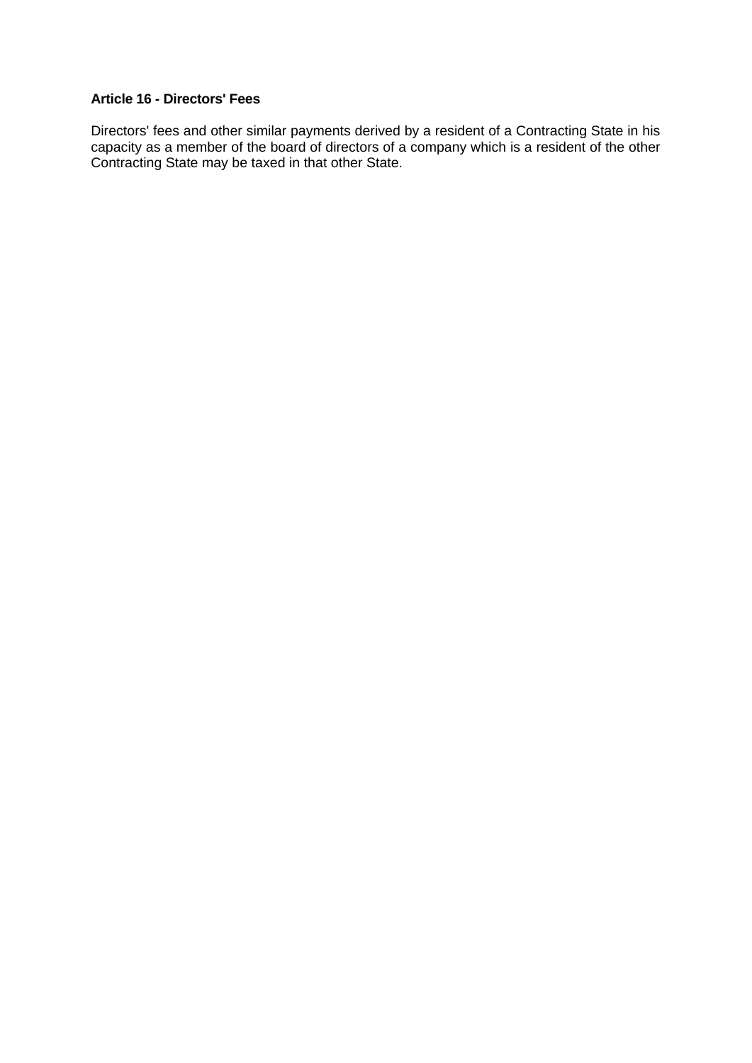**Article 16 - Directors' Fees**

Directors' fees and other similar payments derived by a resident of a Contracting State in his capacity as a member of the board of directors of a company which is a resident of the other Contracting State may be taxed in that other State.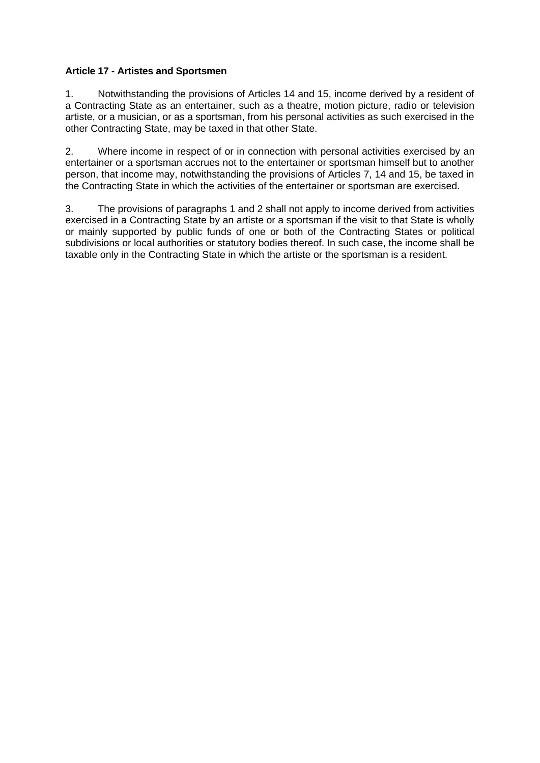**Article 17 - Artistes and Sportsmen**

1. Notwithstanding the provisions of Articles 14 and 15, income derived by a resident of a Contracting State as an entertainer, such as a theatre, motion picture, radio or television artiste, or a musician, or as a sportsman, from his personal activities as such exercised in the other Contracting State, may be taxed in that other State.

2. Where income in respect of or in connection with personal activities exercised by an entertainer or a sportsman accrues not to the entertainer or sportsman himself but to another person, that income may, notwithstanding the provisions of Articles 7, 14 and 15, be taxed in the Contracting State in which the activities of the entertainer or sportsman are exercised.

3. The provisions of paragraphs 1 and 2 shall not apply to income derived from activities exercised in a Contracting State by an artiste or a sportsman if the visit to that State is wholly or mainly supported by public funds of one or both of the Contracting States or political subdivisions or local authorities or statutory bodies thereof. In such case, the income shall be taxable only in the Contracting State in which the artiste or the sportsman is a resident.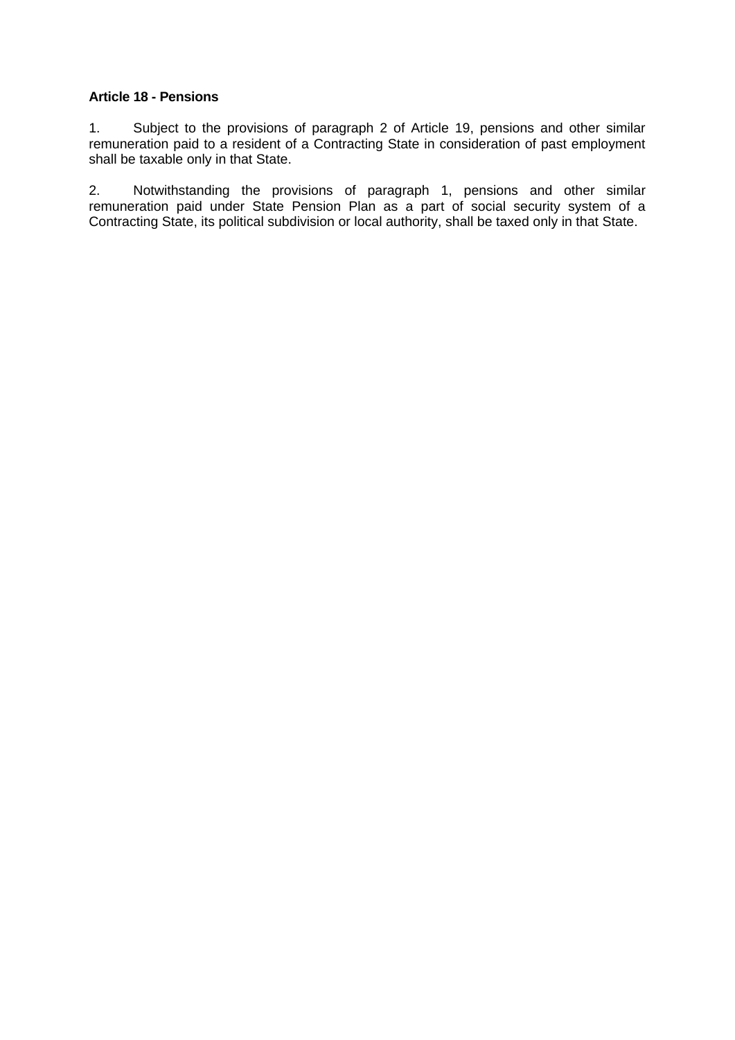**Article 18 - Pensions**

1. Subject to the provisions of paragraph 2 of Article 19, pensions and other similar remuneration paid to a resident of a Contracting State in consideration of past employment shall be taxable only in that State.

2. Notwithstanding the provisions of paragraph 1, pensions and other similar remuneration paid under State Pension Plan as a part of social security system of a Contracting State, its political subdivision or local authority, shall be taxed only in that State.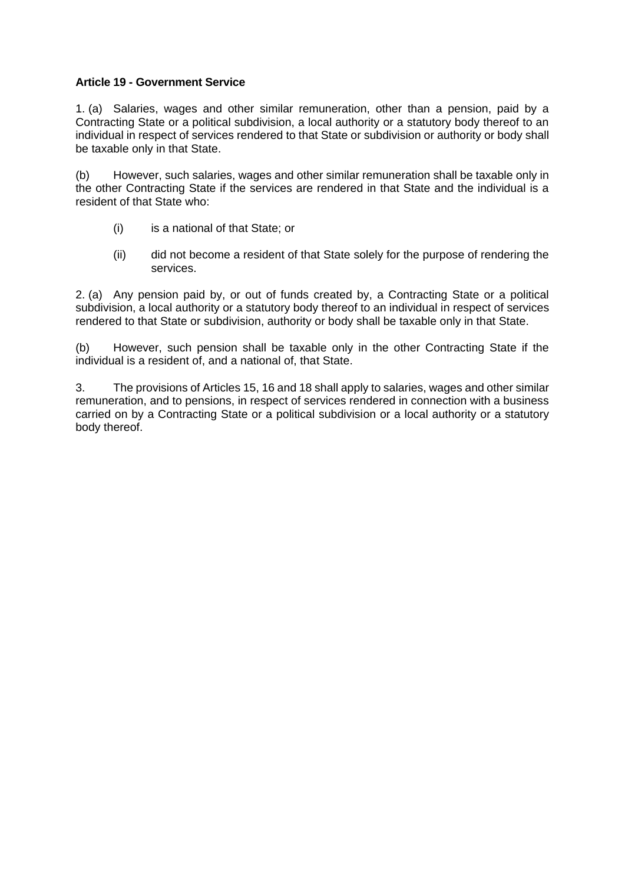**Article 19 - Government Service**

1. (a) Salaries, wages and other similar remuneration, other than a pension, paid by a Contracting State or a political subdivision, a local authority or a statutory body thereof to an individual in respect of services rendered to that State or subdivision or authority or body shall be taxable only in that State.

(b) However, such salaries, wages and other similar remuneration shall be taxable only in the other Contracting State if the services are rendered in that State and the individual is a resident of that State who:

(i) is a national of that State; or

(ii) did not become a resident of that State solely for the purpose of rendering the services.

2. (a) Any pension paid by, or out of funds created by, a Contracting State or a political subdivision, a local authority or a statutory body thereof to an individual in respect of services rendered to that State or subdivision, authority or body shall be taxable only in that State.

(b) However, such pension shall be taxable only in the other Contracting State if the individual is a resident of, and a national of, that State.

3. The provisions of Articles 15, 16 and 18 shall apply to salaries, wages and other similar remuneration, and to pensions, in respect of services rendered in connection with a business carried on by a Contracting State or a political subdivision or a local authority or a statutory body thereof.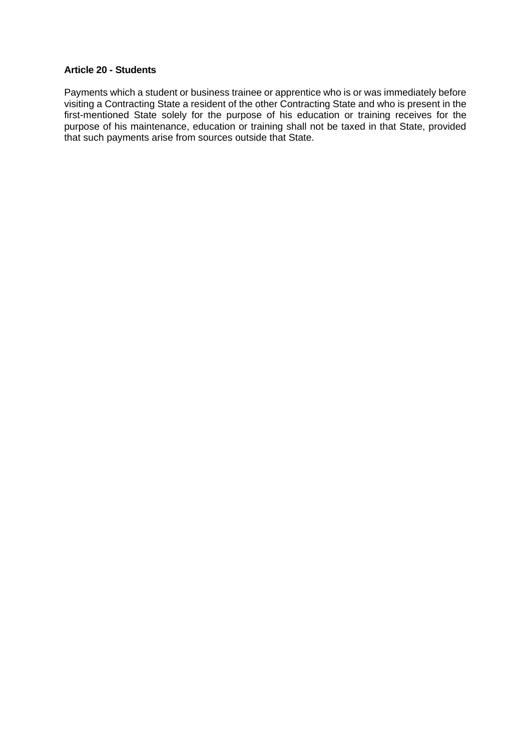**Article 20 - Students**

Payments which a student or business trainee or apprentice who is or was immediately before visiting a Contracting State a resident of the other Contracting State and who is present in the first-mentioned State solely for the purpose of his education or training receives for the purpose of his maintenance, education or training shall not be taxed in that State, provided that such payments arise from sources outside that State.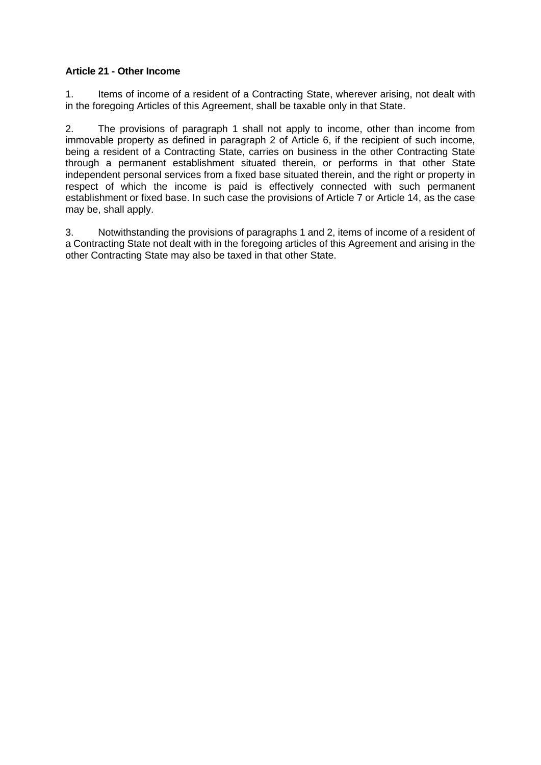**Article 21 - Other Income**

1. Items of income of a resident of a Contracting State, wherever arising, not dealt with in the foregoing Articles of this Agreement, shall be taxable only in that State.

2. The provisions of paragraph 1 shall not apply to income, other than income from immovable property as defined in paragraph 2 of Article 6, if the recipient of such income, being a resident of a Contracting State, carries on business in the other Contracting State through a permanent establishment situated therein, or performs in that other State independent personal services from a fixed base situated therein, and the right or property in respect of which the income is paid is effectively connected with such permanent establishment or fixed base. In such case the provisions of Article 7 or Article 14, as the case may be, shall apply.

3. Notwithstanding the provisions of paragraphs 1 and 2, items of income of a resident of a Contracting State not dealt with in the foregoing articles of this Agreement and arising in the other Contracting State may also be taxed in that other State.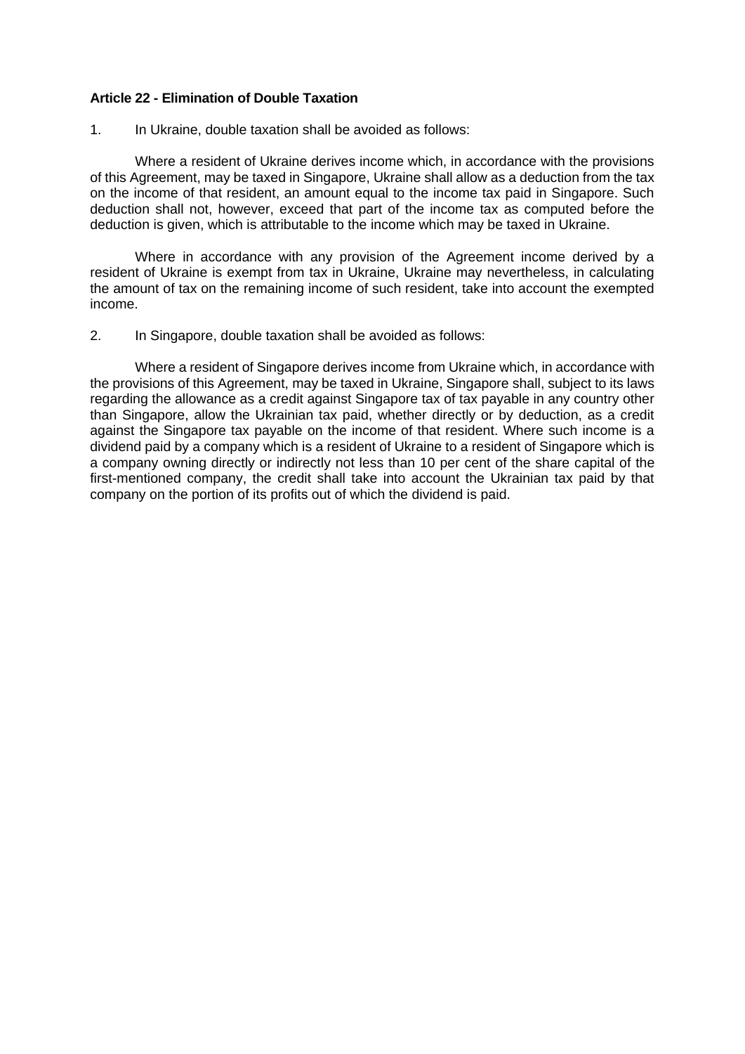**Article 22 - Elimination of Double Taxation**

1. In Ukraine, double taxation shall be avoided as follows:

Where a resident of Ukraine derives income which, in accordance with the provisions of this Agreement, may be taxed in Singapore, Ukraine shall allow as a deduction from the tax on the income of that resident, an amount equal to the income tax paid in Singapore. Such deduction shall not, however, exceed that part of the income tax as computed before the deduction is given, which is attributable to the income which may be taxed in Ukraine.

Where in accordance with any provision of the Agreement income derived by a resident of Ukraine is exempt from tax in Ukraine, Ukraine may nevertheless, in calculating the amount of tax on the remaining income of such resident, take into account the exempted income.

2. In Singapore, double taxation shall be avoided as follows:

Where a resident of Singapore derives income from Ukraine which, in accordance with the provisions of this Agreement, may be taxed in Ukraine, Singapore shall, subject to its laws regarding the allowance as a credit against Singapore tax of tax payable in any country other than Singapore, allow the Ukrainian tax paid, whether directly or by deduction, as a credit against the Singapore tax payable on the income of that resident. Where such income is a dividend paid by a company which is a resident of Ukraine to a resident of Singapore which is a company owning directly or indirectly not less than 10 per cent of the share capital of the first-mentioned company, the credit shall take into account the Ukrainian tax paid by that company on the portion of its profits out of which the dividend is paid.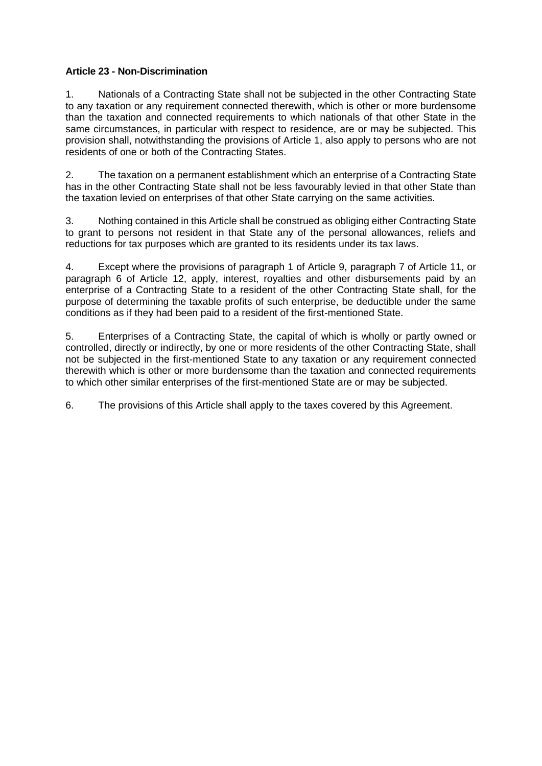**Article 23 - Non-Discrimination**

1. Nationals of a Contracting State shall not be subjected in the other Contracting State to any taxation or any requirement connected therewith, which is other or more burdensome than the taxation and connected requirements to which nationals of that other State in the same circumstances, in particular with respect to residence, are or may be subjected. This provision shall, notwithstanding the provisions of Article 1, also apply to persons who are not residents of one or both of the Contracting States.

2. The taxation on a permanent establishment which an enterprise of a Contracting State has in the other Contracting State shall not be less favourably levied in that other State than the taxation levied on enterprises of that other State carrying on the same activities.

3. Nothing contained in this Article shall be construed as obliging either Contracting State to grant to persons not resident in that State any of the personal allowances, reliefs and reductions for tax purposes which are granted to its residents under its tax laws.

4. Except where the provisions of paragraph 1 of Article 9, paragraph 7 of Article 11, or paragraph 6 of Article 12, apply, interest, royalties and other disbursements paid by an enterprise of a Contracting State to a resident of the other Contracting State shall, for the purpose of determining the taxable profits of such enterprise, be deductible under the same conditions as if they had been paid to a resident of the first-mentioned State.

5. Enterprises of a Contracting State, the capital of which is wholly or partly owned or controlled, directly or indirectly, by one or more residents of the other Contracting State, shall not be subjected in the first-mentioned State to any taxation or any requirement connected therewith which is other or more burdensome than the taxation and connected requirements to which other similar enterprises of the first-mentioned State are or may be subjected.

6. The provisions of this Article shall apply to the taxes covered by this Agreement.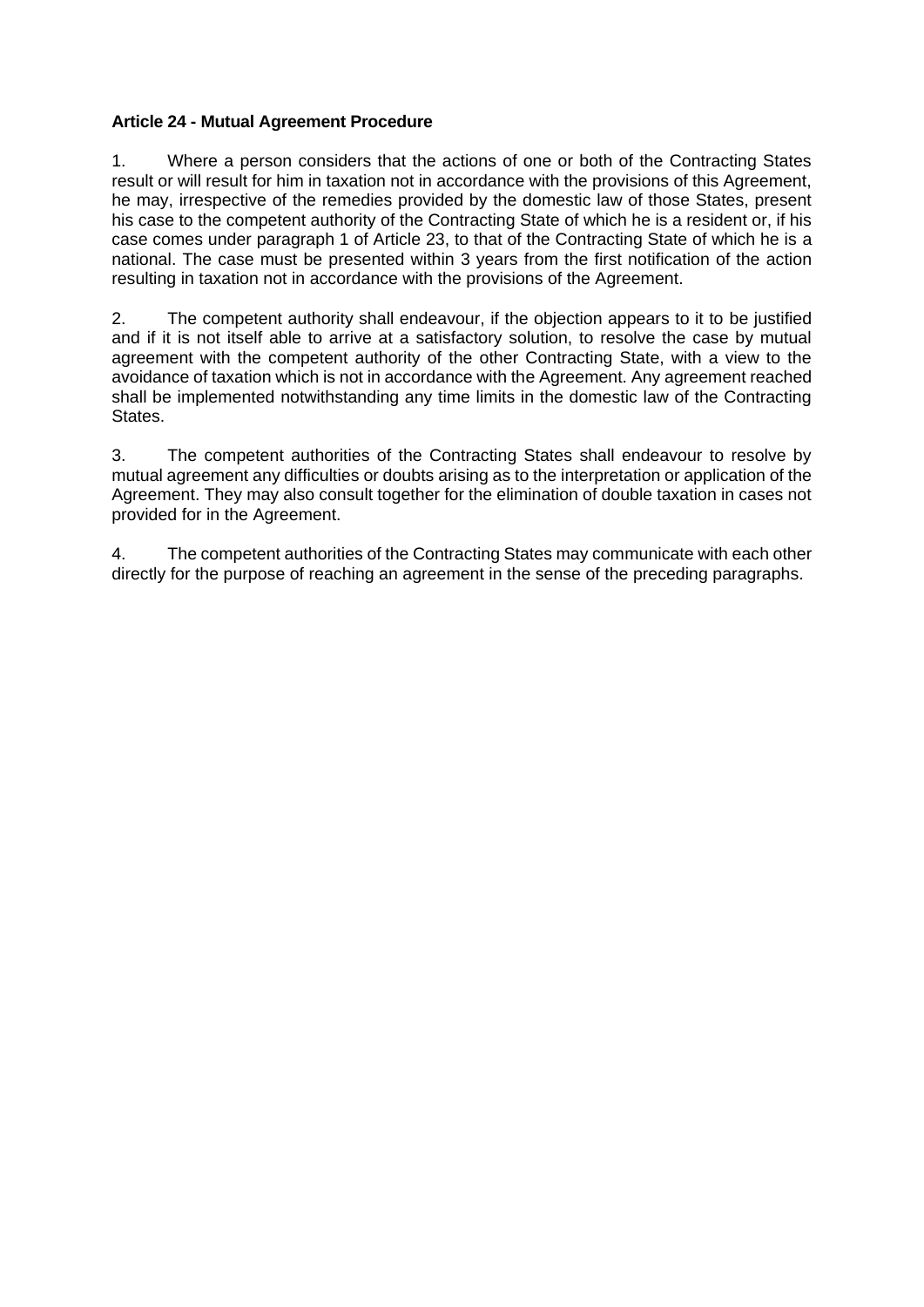**Article 24 - Mutual Agreement Procedure**

1. Where a person considers that the actions of one or both of the Contracting States result or will result for him in taxation not in accordance with the provisions of this Agreement, he may, irrespective of the remedies provided by the domestic law of those States, present his case to the competent authority of the Contracting State of which he is a resident or, if his case comes under paragraph 1 of Article 23, to that of the Contracting State of which he is a national. The case must be presented within 3 years from the first notification of the action resulting in taxation not in accordance with the provisions of the Agreement.

2. The competent authority shall endeavour, if the objection appears to it to be justified and if it is not itself able to arrive at a satisfactory solution, to resolve the case by mutual agreement with the competent authority of the other Contracting State, with a view to the avoidance of taxation which is not in accordance with the Agreement. Any agreement reached shall be implemented notwithstanding any time limits in the domestic law of the Contracting States.

3. The competent authorities of the Contracting States shall endeavour to resolve by mutual agreement any difficulties or doubts arising as to the interpretation or application of the Agreement. They may also consult together for the elimination of double taxation in cases not provided for in the Agreement.

4. The competent authorities of the Contracting States may communicate with each other directly for the purpose of reaching an agreement in the sense of the preceding paragraphs.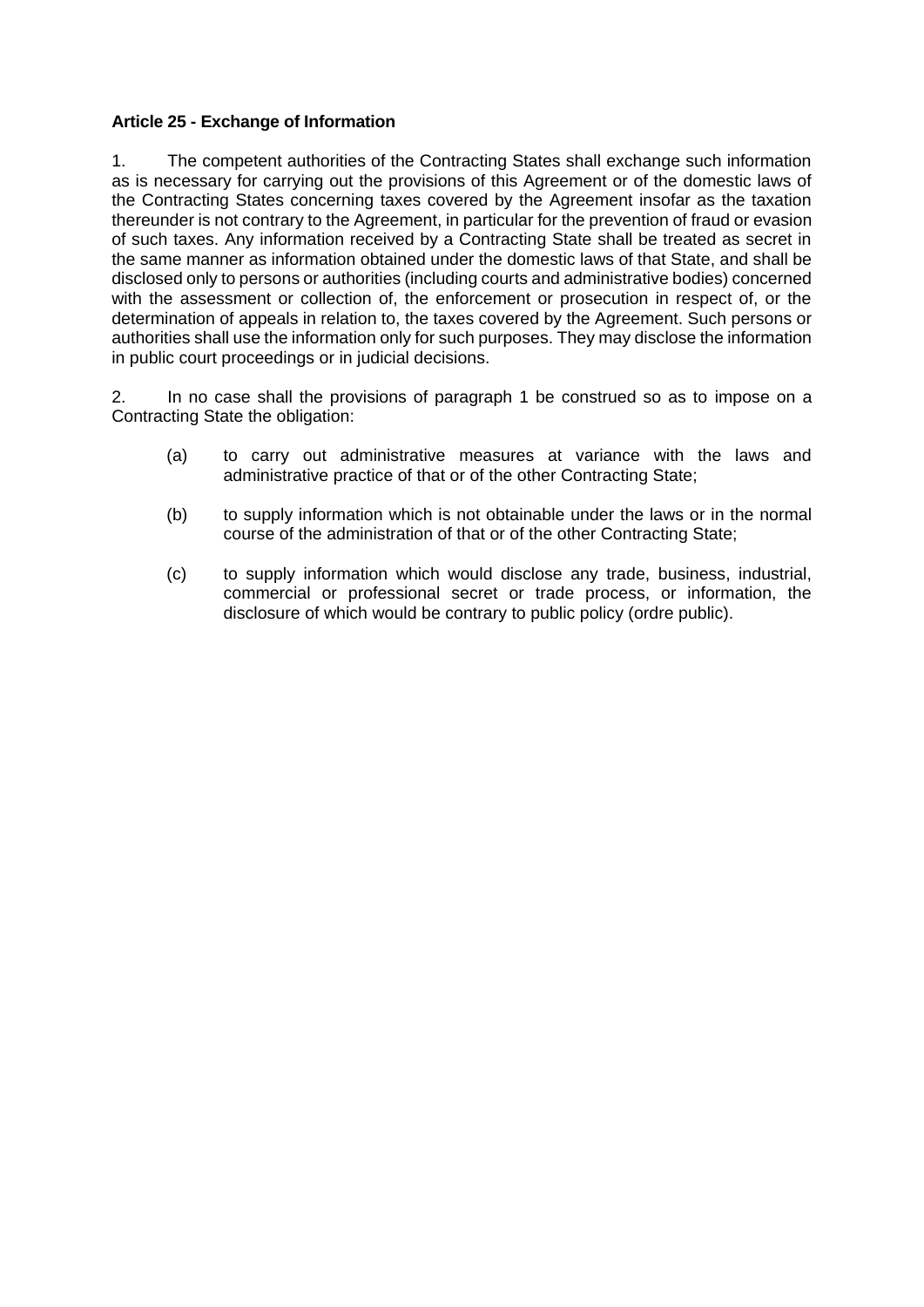**Article 25 - Exchange of Information**

1. The competent authorities of the Contracting States shall exchange such information as is necessary for carrying out the provisions of this Agreement or of the domestic laws of the Contracting States concerning taxes covered by the Agreement insofar as the taxation thereunder is not contrary to the Agreement, in particular for the prevention of fraud or evasion of such taxes. Any information received by a Contracting State shall be treated as secret in the same manner as information obtained under the domestic laws of that State, and shall be disclosed only to persons or authorities (including courts and administrative bodies) concerned with the assessment or collection of, the enforcement or prosecution in respect of, or the determination of appeals in relation to, the taxes covered by the Agreement. Such persons or authorities shall use the information only for such purposes. They may disclose the information in public court proceedings or in judicial decisions.

2. In no case shall the provisions of paragraph 1 be construed so as to impose on a Contracting State the obligation:

(a) to carry out administrative measures at variance with the laws and administrative practice of that or of the other Contracting State;

(b) to supply information which is not obtainable under the laws or in the normal course of the administration of that or of the other Contracting State;

(c) to supply information which would disclose any trade, business, industrial, commercial or professional secret or trade process, or information, the disclosure of which would be contrary to public policy (ordre public).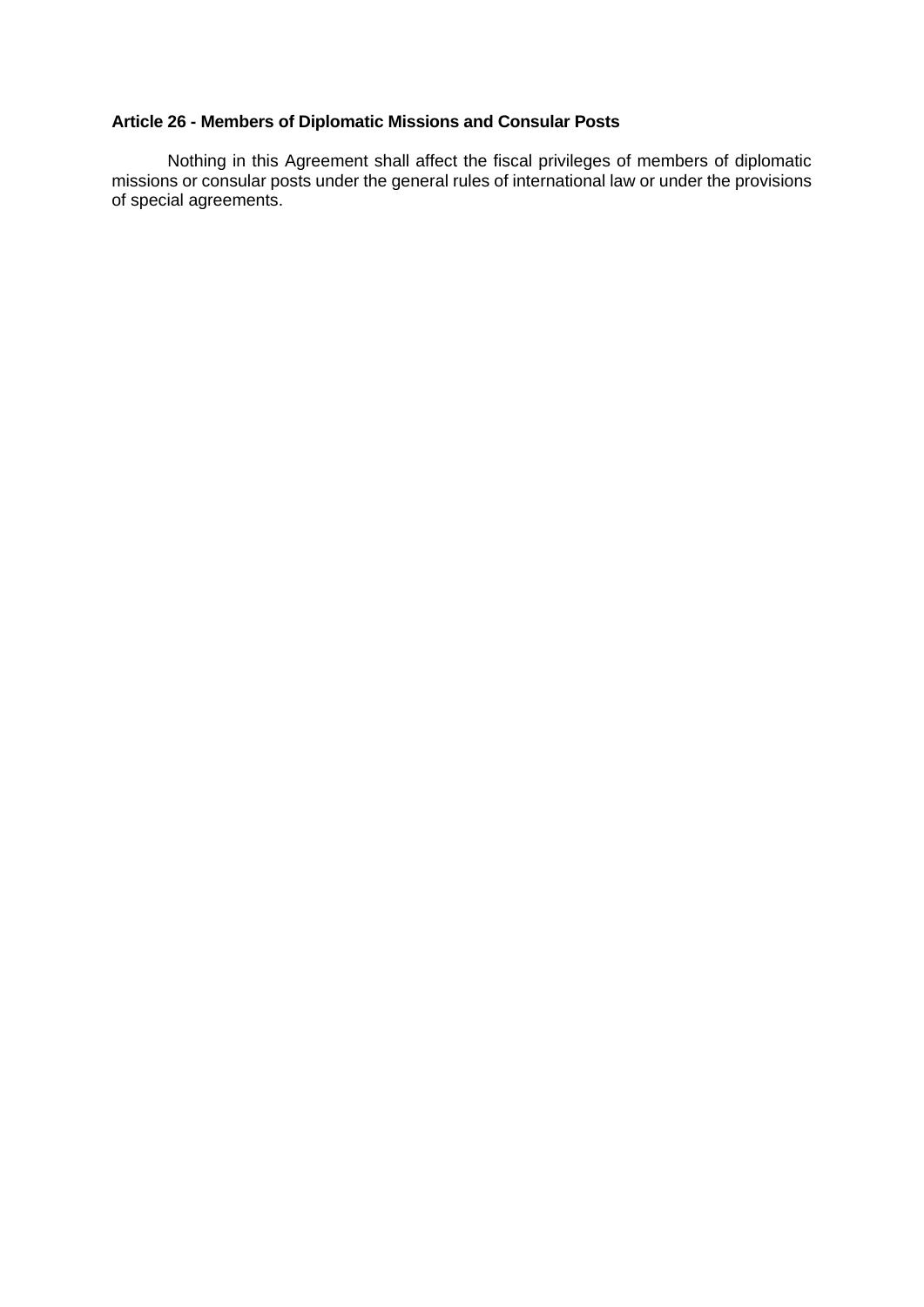**Article 26 - Members of Diplomatic Missions and Consular Posts**

Nothing in this Agreement shall affect the fiscal privileges of members of diplomatic missions or consular posts under the general rules of international law or under the provisions of special agreements.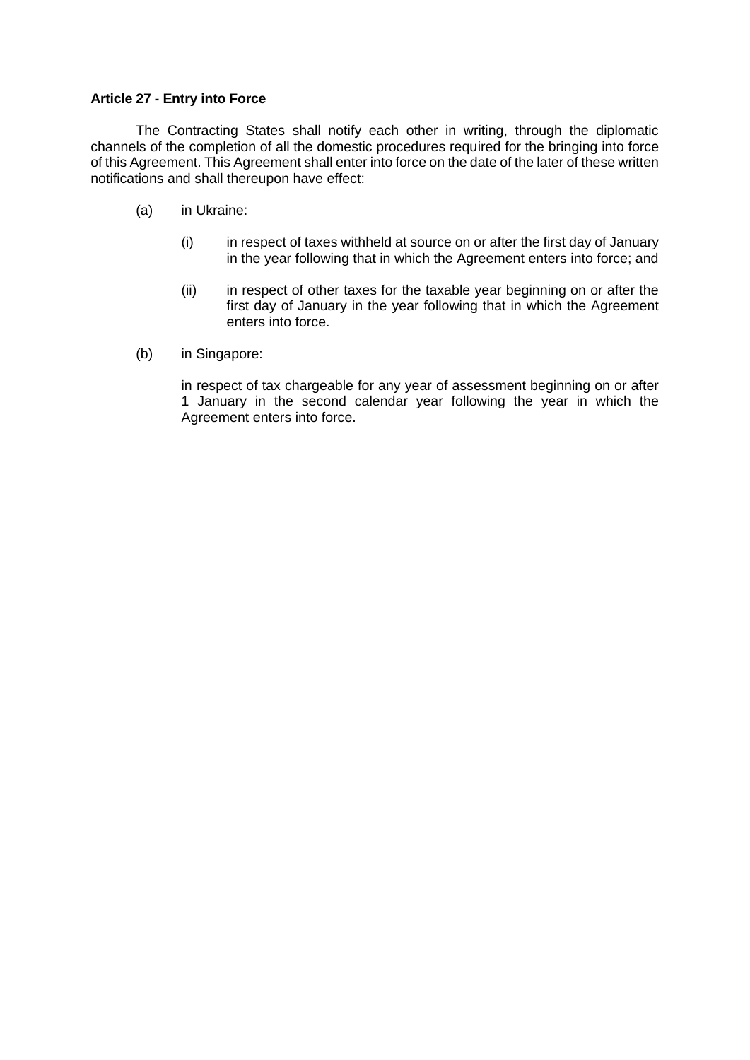**Article 27 - Entry into Force**

The Contracting States shall notify each other in writing, through the diplomatic channels of the completion of all the domestic procedures required for the bringing into force of this Agreement. This Agreement shall enter into force on the date of the later of these written notifications and shall thereupon have effect:

(a) in Ukraine:

(i) in respect of taxes withheld at source on or after the first day of January in the year following that in which the Agreement enters into force; and

(ii) in respect of other taxes for the taxable year beginning on or after the first day of January in the year following that in which the Agreement enters into force.

(b) in Singapore:

in respect of tax chargeable for any year of assessment beginning on or after 1 January in the second calendar year following the year in which the Agreement enters into force.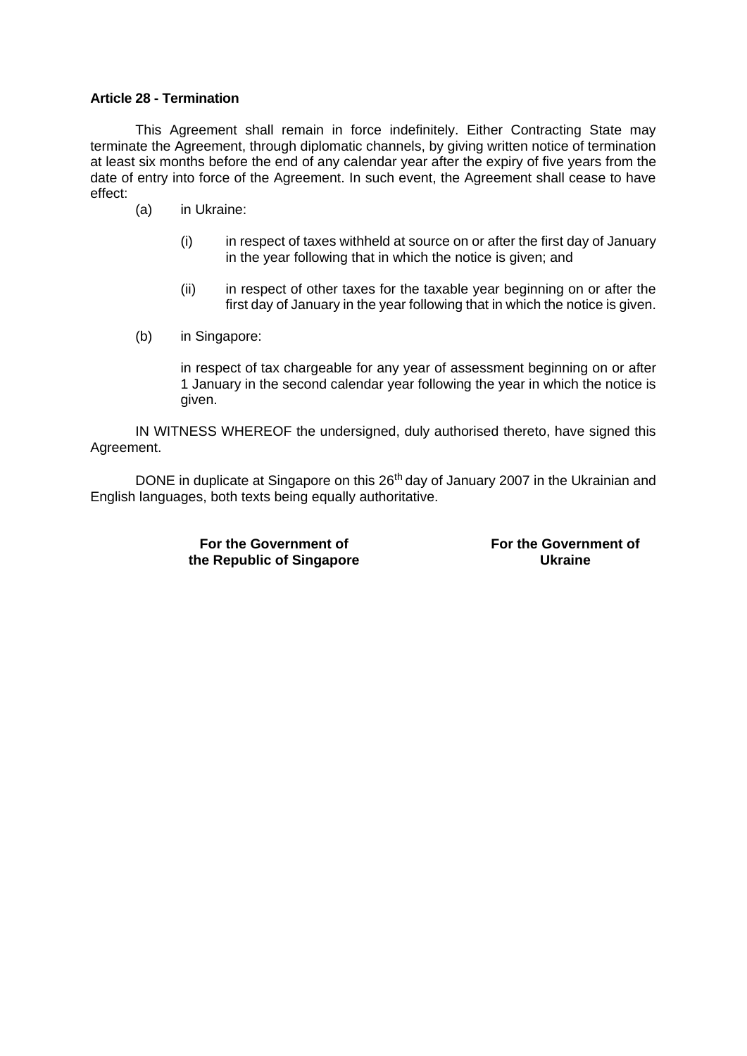**Article 28 - Termination**

This Agreement shall remain in force indefinitely. Either Contracting State may terminate the Agreement, through diplomatic channels, by giving written notice of termination at least six months before the end of any calendar year after the expiry of five years from the date of entry into force of the Agreement. In such event, the Agreement shall cease to have effect:

(a) in Ukraine:

(i) in respect of taxes withheld at source on or after the first day of January in the year following that in which the notice is given; and

(ii) in respect of other taxes for the taxable year beginning on or after the first day of January in the year following that in which the notice is given.

(b) in Singapore:

in respect of tax chargeable for any year of assessment beginning on or after 1 January in the second calendar year following the year in which the notice is given.

IN WITNESS WHEREOF the undersigned, duly authorised thereto, have signed this Agreement.

DONE in duplicate at Singapore on this 26th day of January 2007 in the Ukrainian and English languages, both texts being equally authoritative.

**For the Government of the Republic of Singapore**

**For the Government of Ukraine**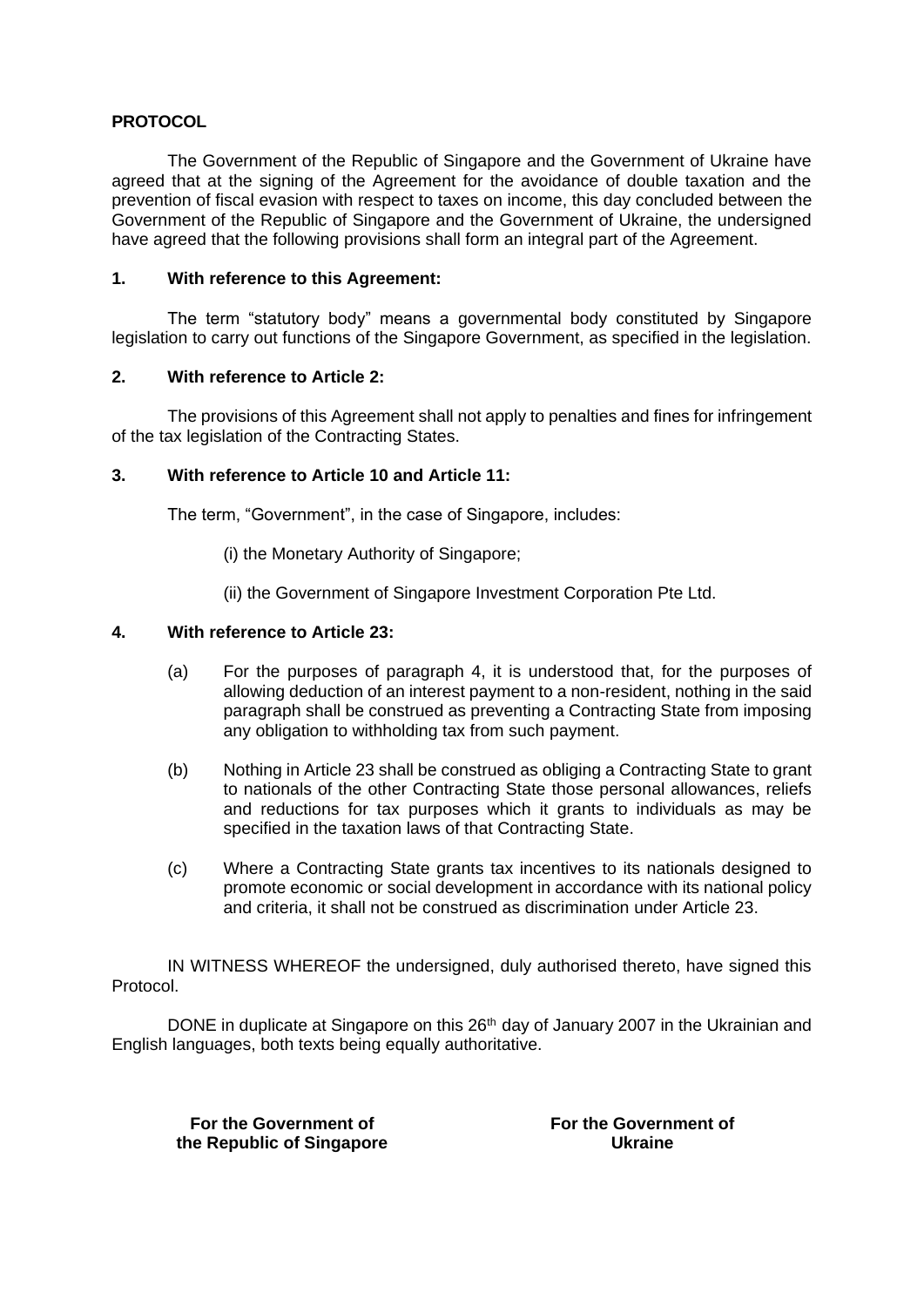**PROTOCOL**

The Government of the Republic of Singapore and the Government of Ukraine have agreed that at the signing of the Agreement for the avoidance of double taxation and the prevention of fiscal evasion with respect to taxes on income, this day concluded between the Government of the Republic of Singapore and the Government of Ukraine, the undersigned have agreed that the following provisions shall form an integral part of the Agreement.

**1. With reference to this Agreement:**

The term "statutory body" means a governmental body constituted by Singapore legislation to carry out functions of the Singapore Government, as specified in the legislation.

**2. With reference to Article 2:**

The provisions of this Agreement shall not apply to penalties and fines for infringement of the tax legislation of the Contracting States.

**3. With reference to Article 10 and Article 11:**

The term, "Government", in the case of Singapore, includes:

(i) the Monetary Authority of Singapore;

(ii) the Government of Singapore Investment Corporation Pte Ltd.

**4. With reference to Article 23:**

(a) For the purposes of paragraph 4, it is understood that, for the purposes of allowing deduction of an interest payment to a non-resident, nothing in the said paragraph shall be construed as preventing a Contracting State from imposing any obligation to withholding tax from such payment.

(b) Nothing in Article 23 shall be construed as obliging a Contracting State to grant to nationals of the other Contracting State those personal allowances, reliefs and reductions for tax purposes which it grants to individuals as may be specified in the taxation laws of that Contracting State.

(c) Where a Contracting State grants tax incentives to its nationals designed to promote economic or social development in accordance with its national policy and criteria, it shall not be construed as discrimination under Article 23.

IN WITNESS WHEREOF the undersigned, duly authorised thereto, have signed this Protocol.

DONE in duplicate at Singapore on this 26th day of January 2007 in the Ukrainian and English languages, both texts being equally authoritative.

**For the Government of the Republic of Singapore**

**For the Government of Ukraine**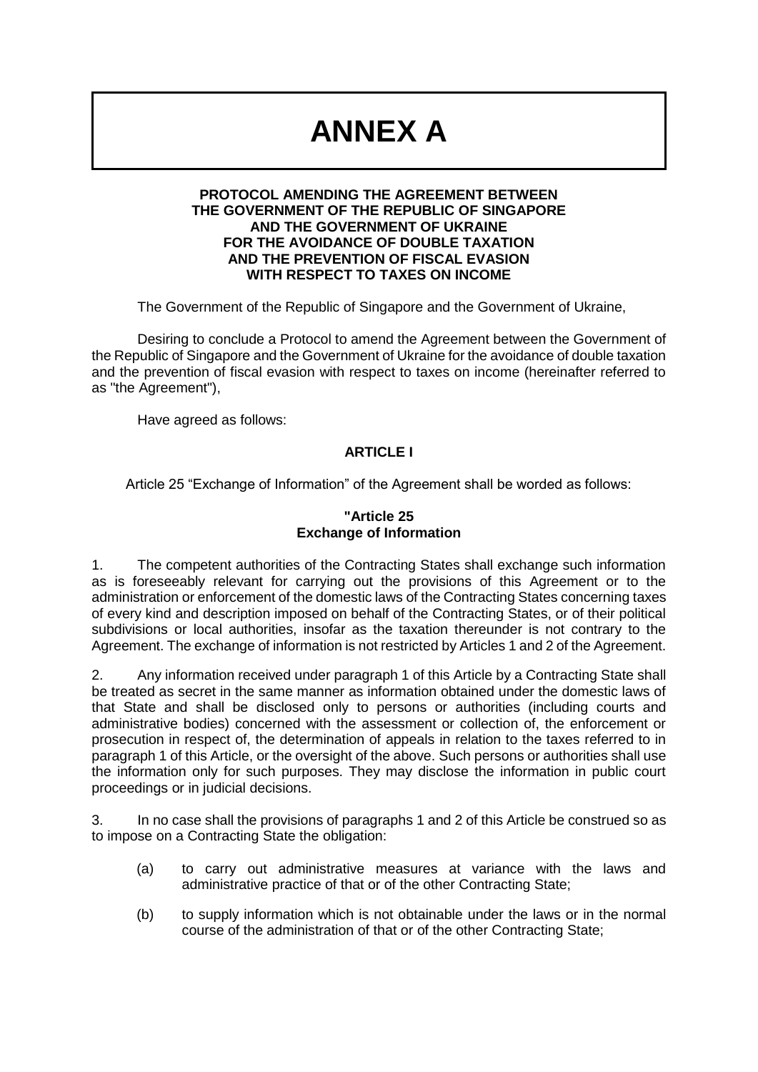# ANNEX A

**PROTOCOL AMENDING THE AGREEMENT BETWEEN THE GOVERNMENT OF THE REPUBLIC OF SINGAPORE AND THE GOVERNMENT OF UKRAINE FOR THE AVOIDANCE OF DOUBLE TAXATION AND THE PREVENTION OF FISCAL EVASION WITH RESPECT TO TAXES ON INCOME**

The Government of the Republic of Singapore and the Government of Ukraine,

Desiring to conclude a Protocol to amend the Agreement between the Government of the Republic of Singapore and the Government of Ukraine for the avoidance of double taxation and the prevention of fiscal evasion with respect to taxes on income (hereinafter referred to as "the Agreement"),

Have agreed as follows:

**ARTICLE I**

Article 25 "Exchange of Information" of the Agreement shall be worded as follows:

**"Article 25**
**Exchange of Information**

1. The competent authorities of the Contracting States shall exchange such information as is foreseeably relevant for carrying out the provisions of this Agreement or to the administration or enforcement of the domestic laws of the Contracting States concerning taxes of every kind and description imposed on behalf of the Contracting States, or of their political subdivisions or local authorities, insofar as the taxation thereunder is not contrary to the Agreement. The exchange of information is not restricted by Articles 1 and 2 of the Agreement.

2. Any information received under paragraph 1 of this Article by a Contracting State shall be treated as secret in the same manner as information obtained under the domestic laws of that State and shall be disclosed only to persons or authorities (including courts and administrative bodies) concerned with the assessment or collection of, the enforcement or prosecution in respect of, the determination of appeals in relation to the taxes referred to in paragraph 1 of this Article, or the oversight of the above. Such persons or authorities shall use the information only for such purposes. They may disclose the information in public court proceedings or in judicial decisions.

3. In no case shall the provisions of paragraphs 1 and 2 of this Article be construed so as to impose on a Contracting State the obligation:

   (a) to carry out administrative measures at variance with the laws and administrative practice of that or of the other Contracting State;

   (b) to supply information which is not obtainable under the laws or in the normal course of the administration of that or of the other Contracting State;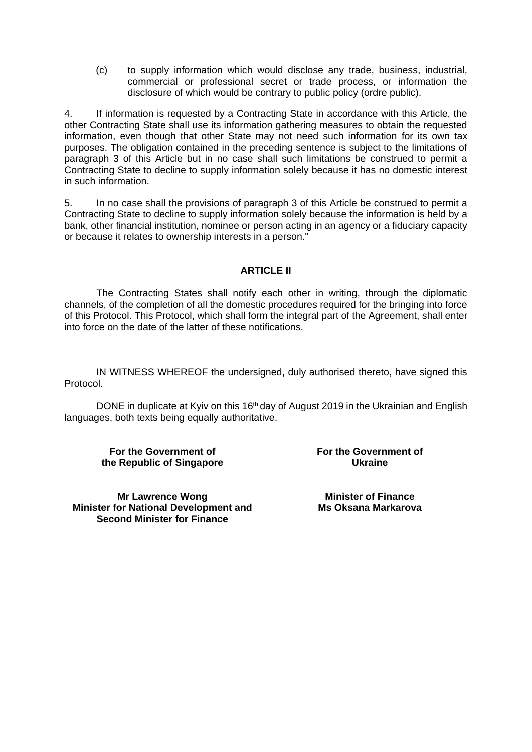(c) to supply information which would disclose any trade, business, industrial, commercial or professional secret or trade process, or information the disclosure of which would be contrary to public policy (ordre public).

4. If information is requested by a Contracting State in accordance with this Article, the other Contracting State shall use its information gathering measures to obtain the requested information, even though that other State may not need such information for its own tax purposes. The obligation contained in the preceding sentence is subject to the limitations of paragraph 3 of this Article but in no case shall such limitations be construed to permit a Contracting State to decline to supply information solely because it has no domestic interest in such information.

5. In no case shall the provisions of paragraph 3 of this Article be construed to permit a Contracting State to decline to supply information solely because the information is held by a bank, other financial institution, nominee or person acting in an agency or a fiduciary capacity or because it relates to ownership interests in a person."

**ARTICLE II**

The Contracting States shall notify each other in writing, through the diplomatic channels, of the completion of all the domestic procedures required for the bringing into force of this Protocol. This Protocol, which shall form the integral part of the Agreement, shall enter into force on the date of the latter of these notifications.

IN WITNESS WHEREOF the undersigned, duly authorised thereto, have signed this Protocol.

DONE in duplicate at Kyiv on this 16th day of August 2019 in the Ukrainian and English languages, both texts being equally authoritative.

**For the Government of the Republic of Singapore**

**Mr Lawrence Wong**
**Minister for National Development and Second Minister for Finance**

**For the Government of Ukraine**

**Minister of Finance**
**Ms Oksana Markarova**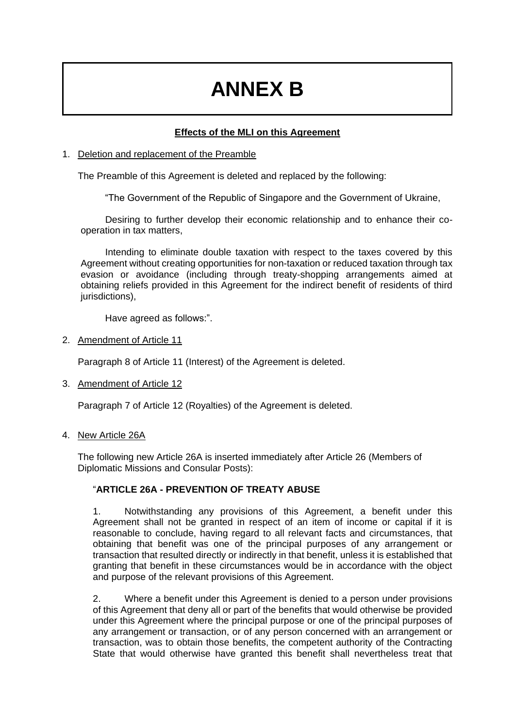# ANNEX B

**Effects of the MLI on this Agreement**

1. Deletion and replacement of the Preamble

   The Preamble of this Agreement is deleted and replaced by the following:

   "The Government of the Republic of Singapore and the Government of Ukraine,

   Desiring to further develop their economic relationship and to enhance their co-operation in tax matters,

   Intending to eliminate double taxation with respect to the taxes covered by this Agreement without creating opportunities for non-taxation or reduced taxation through tax evasion or avoidance (including through treaty-shopping arrangements aimed at obtaining reliefs provided in this Agreement for the indirect benefit of residents of third jurisdictions),

   Have agreed as follows:".

2. Amendment of Article 11

   Paragraph 8 of Article 11 (Interest) of the Agreement is deleted.

3. Amendment of Article 12

   Paragraph 7 of Article 12 (Royalties) of the Agreement is deleted.

4. New Article 26A

   The following new Article 26A is inserted immediately after Article 26 (Members of Diplomatic Missions and Consular Posts):

   "**ARTICLE 26A - PREVENTION OF TREATY ABUSE**

   1. Notwithstanding any provisions of this Agreement, a benefit under this Agreement shall not be granted in respect of an item of income or capital if it is reasonable to conclude, having regard to all relevant facts and circumstances, that obtaining that benefit was one of the principal purposes of any arrangement or transaction that resulted directly or indirectly in that benefit, unless it is established that granting that benefit in these circumstances would be in accordance with the object and purpose of the relevant provisions of this Agreement.

   2. Where a benefit under this Agreement is denied to a person under provisions of this Agreement that deny all or part of the benefits that would otherwise be provided under this Agreement where the principal purpose or one of the principal purposes of any arrangement or transaction, or of any person concerned with an arrangement or transaction, was to obtain those benefits, the competent authority of the Contracting State that would otherwise have granted this benefit shall nevertheless treat that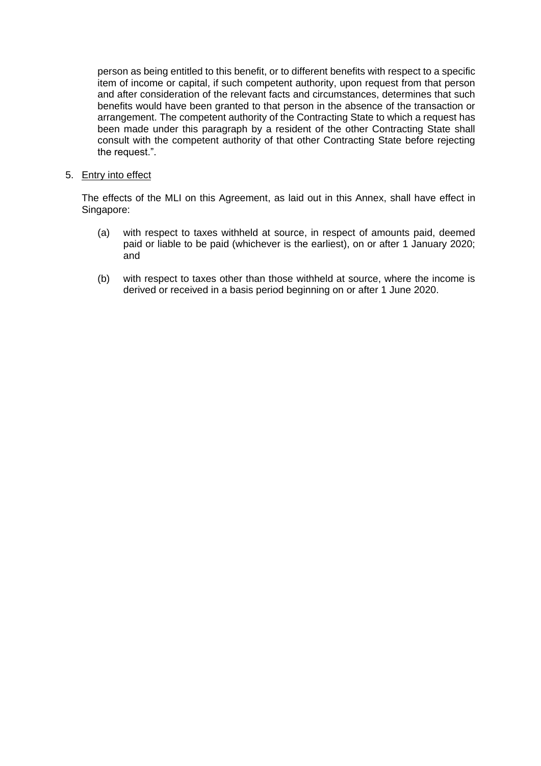person as being entitled to this benefit, or to different benefits with respect to a specific item of income or capital, if such competent authority, upon request from that person and after consideration of the relevant facts and circumstances, determines that such benefits would have been granted to that person in the absence of the transaction or arrangement. The competent authority of the Contracting State to which a request has been made under this paragraph by a resident of the other Contracting State shall consult with the competent authority of that other Contracting State before rejecting the request.".

5. Entry into effect

The effects of the MLI on this Agreement, as laid out in this Annex, shall have effect in Singapore:

(a) with respect to taxes withheld at source, in respect of amounts paid, deemed paid or liable to be paid (whichever is the earliest), on or after 1 January 2020; and

(b) with respect to taxes other than those withheld at source, where the income is derived or received in a basis period beginning on or after 1 June 2020.